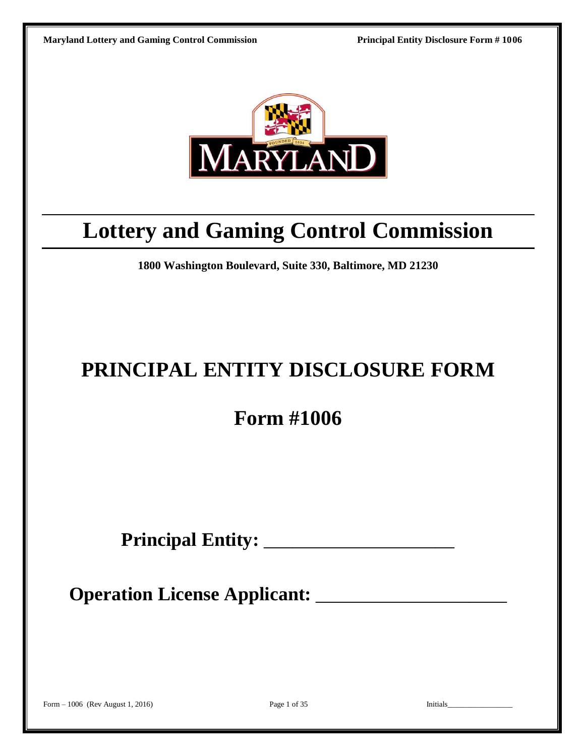# Lottery and Gaming Control Commission

**1800 Washington Boulevard, Suite 330, Baltimore, MD 21230**

# PRINCIPAL ENTITY DISCLOSURE FORM

## Form #1006

**Principal Entity: \_\_\_\_\_\_\_\_\_\_\_\_\_\_\_\_\_\_\_\_\_\_**

**Operation License Applicant: \_\_\_\_\_\_\_\_\_\_\_\_\_\_\_\_\_\_\_\_\_\_**

Initials\_\_\_\_\_\_\_\_\_\_\_\_\_\_\_\_\_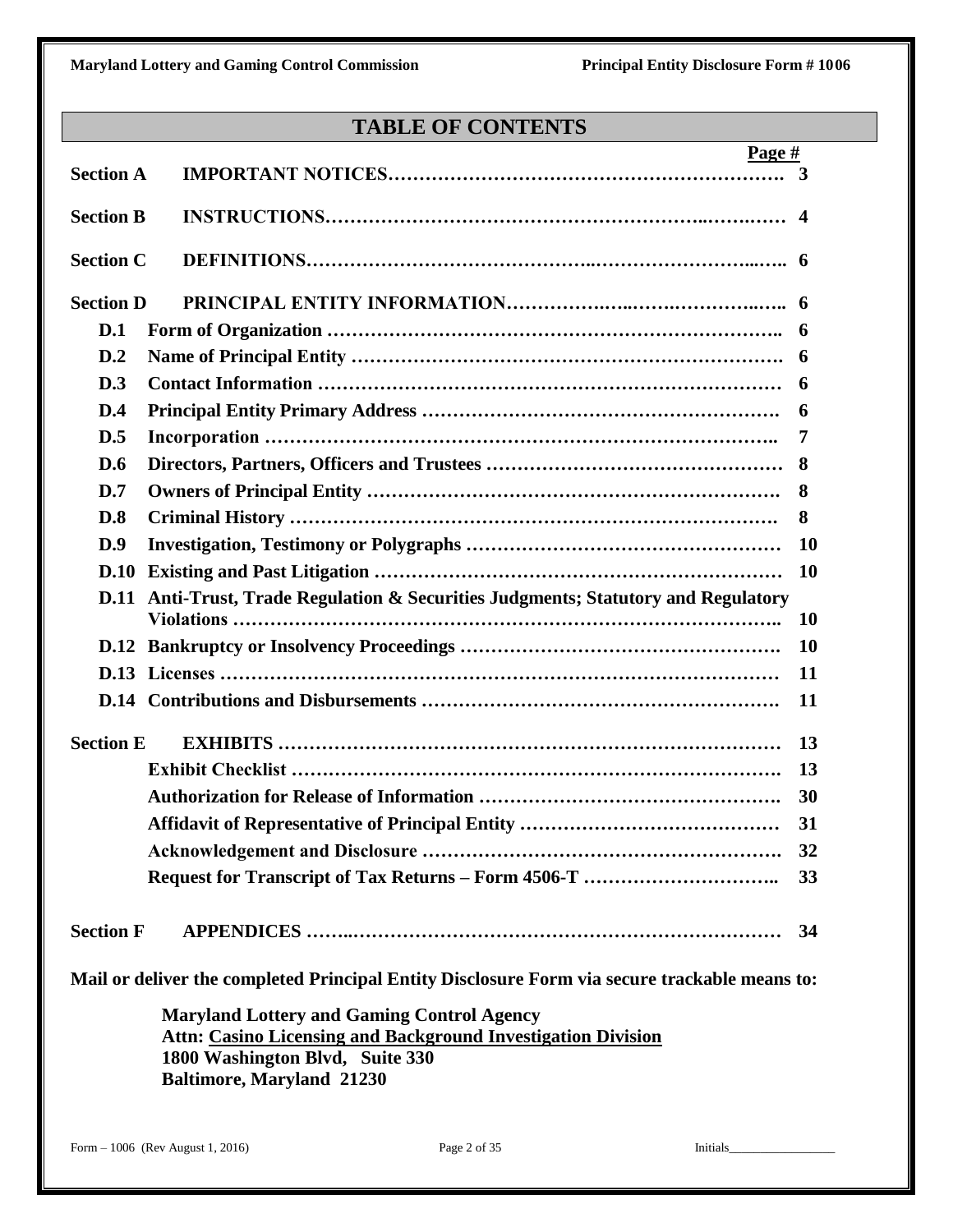# TABLE OF CONTENTS

| | | Page # |
|---|---|---|
| **Section A** | **IMPORTANT NOTICES** | **3** |
| **Section B** | **INSTRUCTIONS** | **4** |
| **Section C** | **DEFINITIONS** | **6** |
| **Section D** | **PRINCIPAL ENTITY INFORMATION** | **6** |
| **D.1** | **Form of Organization** | **6** |
| **D.2** | **Name of Principal Entity** | **6** |
| **D.3** | **Contact Information** | **6** |
| **D.4** | **Principal Entity Primary Address** | **6** |
| **D.5** | **Incorporation** | **7** |
| **D.6** | **Directors, Partners, Officers and Trustees** | **8** |
| **D.7** | **Owners of Principal Entity** | **8** |
| **D.8** | **Criminal History** | **8** |
| **D.9** | **Investigation, Testimony or Polygraphs** | **10** |
| **D.10** | **Existing and Past Litigation** | **10** |
| **D.11** | **Anti-Trust, Trade Regulation & Securities Judgments; Statutory and Regulatory Violations** | **10** |
| **D.12** | **Bankruptcy or Insolvency Proceedings** | **10** |
| **D.13** | **Licenses** | **11** |
| **D.14** | **Contributions and Disbursements** | **11** |
| **Section E** | **EXHIBITS** | **13** |
| | **Exhibit Checklist** | **13** |
| | **Authorization for Release of Information** | **30** |
| | **Affidavit of Representative of Principal Entity** | **31** |
| | **Acknowledgement and Disclosure** | **32** |
| | **Request for Transcript of Tax Returns – Form 4506-T** | **33** |
| **Section F** | **APPENDICES** | **34** |

**Mail or deliver the completed Principal Entity Disclosure Form via secure trackable means to:**

**Maryland Lottery and Gaming Control Agency**
**Attn: Casino Licensing and Background Investigation Division**
**1800 Washington Blvd, Suite 330**
**Baltimore, Maryland 21230**

Initials________________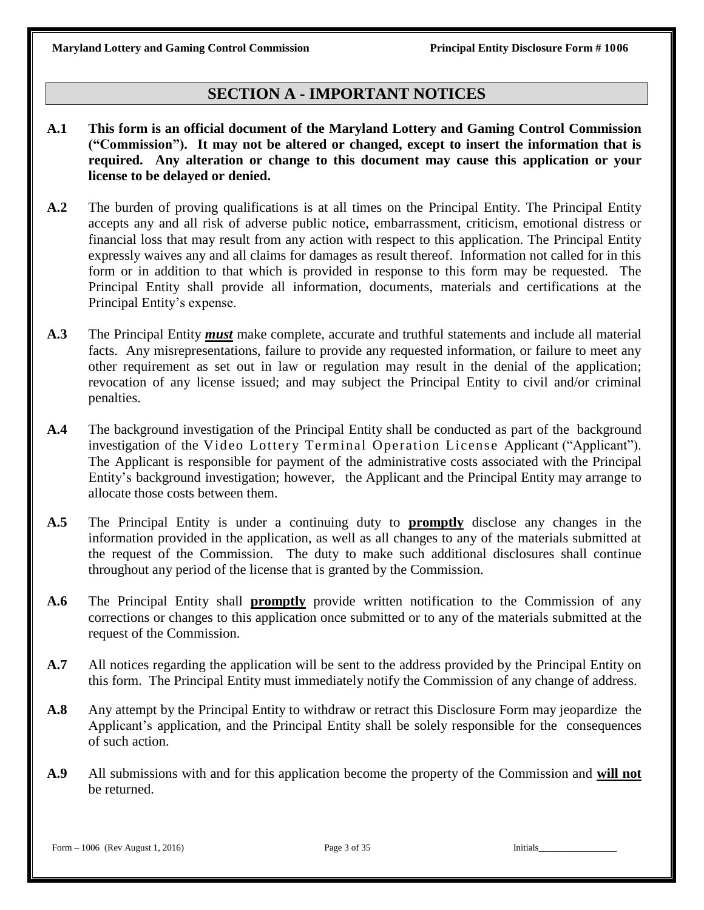## SECTION A - IMPORTANT NOTICES

**A.1** **This form is an official document of the Maryland Lottery and Gaming Control Commission ("Commission"). It may not be altered or changed, except to insert the information that is required. Any alteration or change to this document may cause this application or your license to be delayed or denied.**

**A.2** The burden of proving qualifications is at all times on the Principal Entity. The Principal Entity accepts any and all risk of adverse public notice, embarrassment, criticism, emotional distress or financial loss that may result from any action with respect to this application. The Principal Entity expressly waives any and all claims for damages as result thereof. Information not called for in this form or in addition to that which is provided in response to this form may be requested. The Principal Entity shall provide all information, documents, materials and certifications at the Principal Entity's expense.

**A.3** The Principal Entity ***must*** make complete, accurate and truthful statements and include all material facts. Any misrepresentations, failure to provide any requested information, or failure to meet any other requirement as set out in law or regulation may result in the denial of the application; revocation of any license issued; and may subject the Principal Entity to civil and/or criminal penalties.

**A.4** The background investigation of the Principal Entity shall be conducted as part of the background investigation of the Video Lottery Terminal Operation License Applicant ("Applicant"). The Applicant is responsible for payment of the administrative costs associated with the Principal Entity's background investigation; however, the Applicant and the Principal Entity may arrange to allocate those costs between them.

**A.5** The Principal Entity is under a continuing duty to **promptly** disclose any changes in the information provided in the application, as well as all changes to any of the materials submitted at the request of the Commission. The duty to make such additional disclosures shall continue throughout any period of the license that is granted by the Commission.

**A.6** The Principal Entity shall **promptly** provide written notification to the Commission of any corrections or changes to this application once submitted or to any of the materials submitted at the request of the Commission.

**A.7** All notices regarding the application will be sent to the address provided by the Principal Entity on this form. The Principal Entity must immediately notify the Commission of any change of address.

**A.8** Any attempt by the Principal Entity to withdraw or retract this Disclosure Form may jeopardize the Applicant's application, and the Principal Entity shall be solely responsible for the consequences of such action.

**A.9** All submissions with and for this application become the property of the Commission and **will not** be returned.

Initials_________________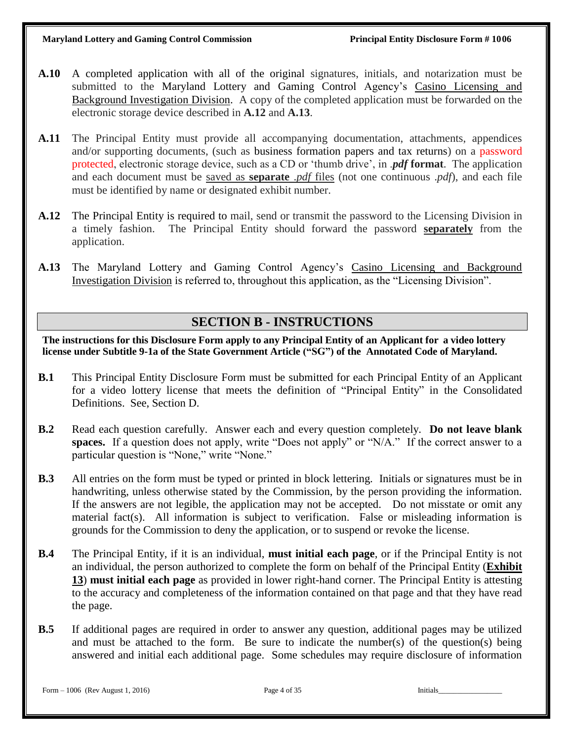**A.10** A completed application with all of the original signatures, initials, and notarization must be submitted to the Maryland Lottery and Gaming Control Agency's Casino Licensing and Background Investigation Division. A copy of the completed application must be forwarded on the electronic storage device described in **A.12** and **A.13**.

**A.11** The Principal Entity must provide all accompanying documentation, attachments, appendices and/or supporting documents, (such as business formation papers and tax returns) on a password protected, electronic storage device, such as a CD or 'thumb drive', in ***.pdf* format**. The application and each document must be saved as **separate** *.pdf* files (not one continuous *.pdf*), and each file must be identified by name or designated exhibit number.

**A.12** The Principal Entity is required to mail, send or transmit the password to the Licensing Division in a timely fashion. The Principal Entity should forward the password **separately** from the application.

**A.13** The Maryland Lottery and Gaming Control Agency's Casino Licensing and Background Investigation Division is referred to, throughout this application, as the "Licensing Division".

## SECTION B - INSTRUCTIONS

**The instructions for this Disclosure Form apply to any Principal Entity of an Applicant for a video lottery license under Subtitle 9-1a of the State Government Article ("SG") of the Annotated Code of Maryland.**

**B.1** This Principal Entity Disclosure Form must be submitted for each Principal Entity of an Applicant for a video lottery license that meets the definition of "Principal Entity" in the Consolidated Definitions. See, Section D.

**B.2** Read each question carefully. Answer each and every question completely. **Do not leave blank spaces.** If a question does not apply, write "Does not apply" or "N/A." If the correct answer to a particular question is "None," write "None."

**B.3** All entries on the form must be typed or printed in block lettering. Initials or signatures must be in handwriting, unless otherwise stated by the Commission, by the person providing the information. If the answers are not legible, the application may not be accepted. Do not misstate or omit any material fact(s). All information is subject to verification. False or misleading information is grounds for the Commission to deny the application, or to suspend or revoke the license.

**B.4** The Principal Entity, if it is an individual, **must initial each page**, or if the Principal Entity is not an individual, the person authorized to complete the form on behalf of the Principal Entity (**Exhibit 13**) **must initial each page** as provided in lower right-hand corner. The Principal Entity is attesting to the accuracy and completeness of the information contained on that page and that they have read the page.

**B.5** If additional pages are required in order to answer any question, additional pages may be utilized and must be attached to the form. Be sure to indicate the number(s) of the question(s) being answered and initial each additional page. Some schedules may require disclosure of information

Initials________________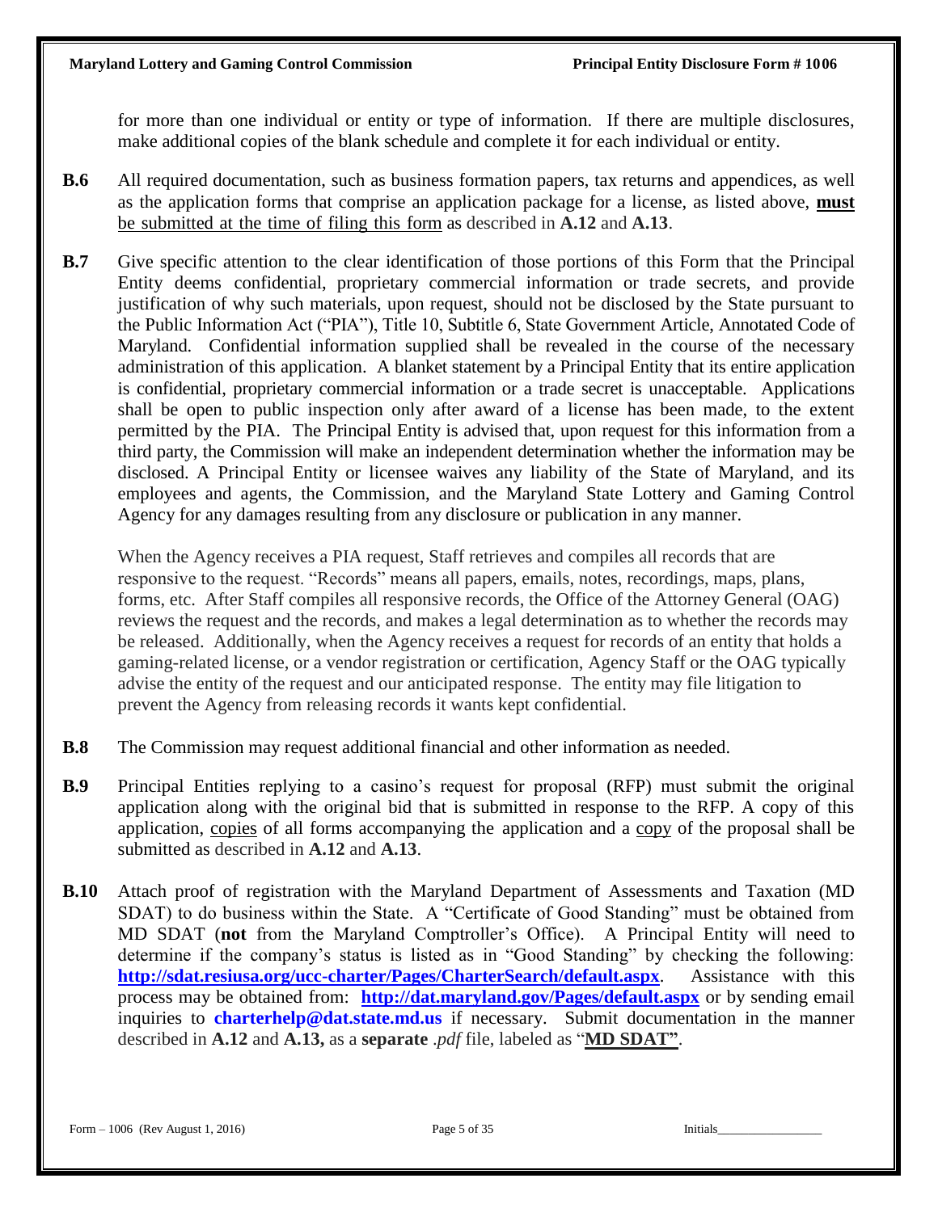for more than one individual or entity or type of information. If there are multiple disclosures, make additional copies of the blank schedule and complete it for each individual or entity.

**B.6** All required documentation, such as business formation papers, tax returns and appendices, as well as the application forms that comprise an application package for a license, as listed above, <u>**must** be submitted at the time of filing this form</u> as described in **A.12** and **A.13**.

**B.7** Give specific attention to the clear identification of those portions of this Form that the Principal Entity deems confidential, proprietary commercial information or trade secrets, and provide justification of why such materials, upon request, should not be disclosed by the State pursuant to the Public Information Act ("PIA"), Title 10, Subtitle 6, State Government Article, Annotated Code of Maryland. Confidential information supplied shall be revealed in the course of the necessary administration of this application. A blanket statement by a Principal Entity that its entire application is confidential, proprietary commercial information or a trade secret is unacceptable. Applications shall be open to public inspection only after award of a license has been made, to the extent permitted by the PIA. The Principal Entity is advised that, upon request for this information from a third party, the Commission will make an independent determination whether the information may be disclosed. A Principal Entity or licensee waives any liability of the State of Maryland, and its employees and agents, the Commission, and the Maryland State Lottery and Gaming Control Agency for any damages resulting from any disclosure or publication in any manner.

When the Agency receives a PIA request, Staff retrieves and compiles all records that are responsive to the request. "Records" means all papers, emails, notes, recordings, maps, plans, forms, etc. After Staff compiles all responsive records, the Office of the Attorney General (OAG) reviews the request and the records, and makes a legal determination as to whether the records may be released. Additionally, when the Agency receives a request for records of an entity that holds a gaming-related license, or a vendor registration or certification, Agency Staff or the OAG typically advise the entity of the request and our anticipated response. The entity may file litigation to prevent the Agency from releasing records it wants kept confidential.

**B.8** The Commission may request additional financial and other information as needed.

**B.9** Principal Entities replying to a casino's request for proposal (RFP) must submit the original application along with the original bid that is submitted in response to the RFP. A copy of this application, <u>copies</u> of all forms accompanying the application and a <u>copy</u> of the proposal shall be submitted as described in **A.12** and **A.13**.

**B.10** Attach proof of registration with the Maryland Department of Assessments and Taxation (MD SDAT) to do business within the State. A "Certificate of Good Standing" must be obtained from MD SDAT (**not** from the Maryland Comptroller's Office). A Principal Entity will need to determine if the company's status is listed as in "Good Standing" by checking the following: **http://sdat.resiusa.org/ucc-charter/Pages/CharterSearch/default.aspx**. Assistance with this process may be obtained from: **http://dat.maryland.gov/Pages/default.aspx** or by sending email inquiries to **charterhelp@dat.state.md.us** if necessary. Submit documentation in the manner described in **A.12** and **A.13,** as a **separate** *.pdf* file, labeled as "<u>**MD SDAT**</u>".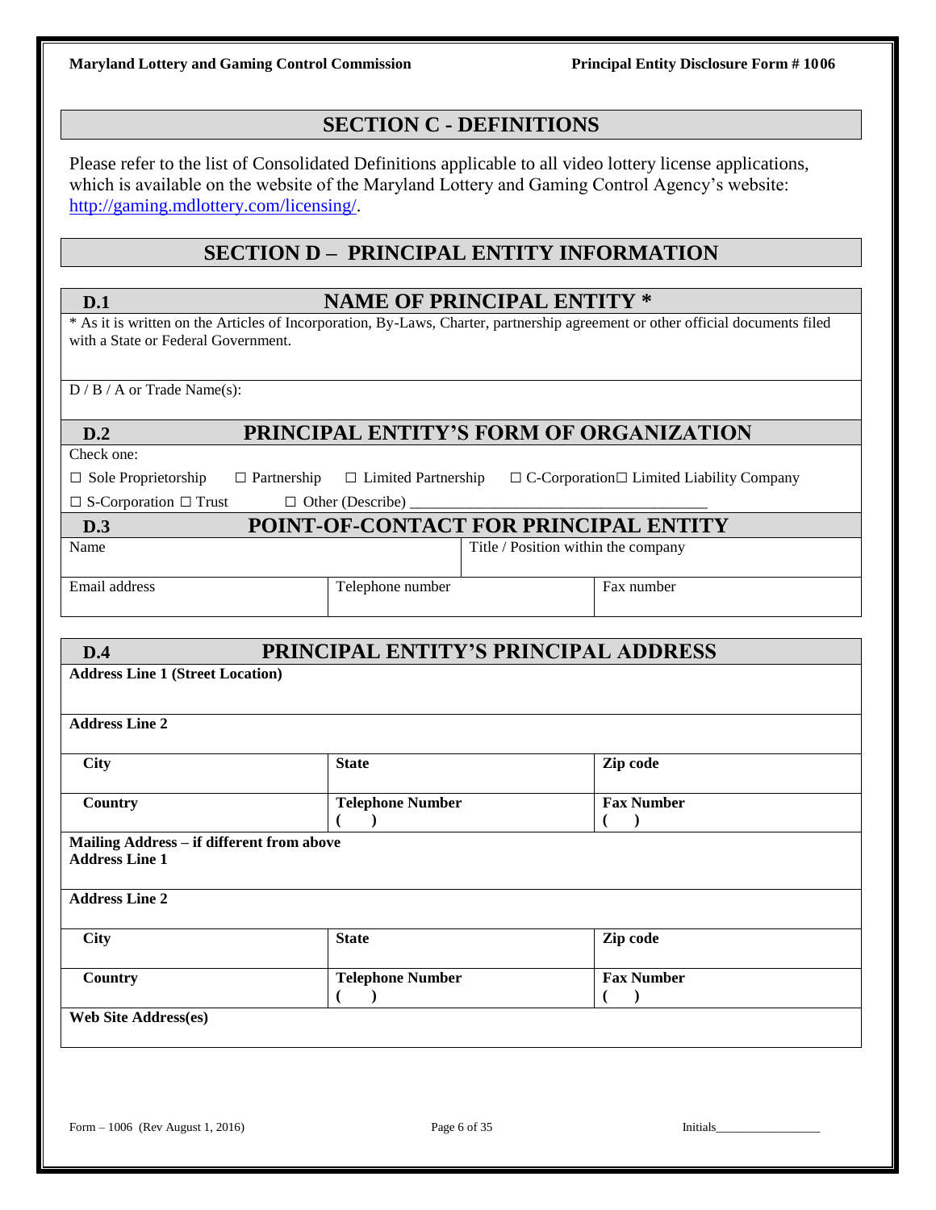## SECTION C - DEFINITIONS

Please refer to the list of Consolidated Definitions applicable to all video lottery license applications, which is available on the website of the Maryland Lottery and Gaming Control Agency's website: http://gaming.mdlottery.com/licensing/.

## SECTION D – PRINCIPAL ENTITY INFORMATION

### D.1 NAME OF PRINCIPAL ENTITY *

* As it is written on the Articles of Incorporation, By-Laws, Charter, partnership agreement or other official documents filed with a State or Federal Government.

D / B / A or Trade Name(s):

### D.2 PRINCIPAL ENTITY'S FORM OF ORGANIZATION

Check one:

☐ Sole Proprietorship ☐ Partnership ☐ Limited Partnership ☐ C-Corporation ☐ Limited Liability Company

☐ S-Corporation ☐ Trust ☐ Other (Describe) ______________________________________

### D.3 POINT-OF-CONTACT FOR PRINCIPAL ENTITY

| Name | | Title / Position within the company |
|---|---|---|
| **Email address** | **Telephone number** | **Fax number** |
| | | |

### D.4 PRINCIPAL ENTITY'S PRINCIPAL ADDRESS

| **Address Line 1 (Street Location)** | | |
|---|---|---|
| **Address Line 2** | | |
| **City** | **State** | **Zip code** |
| **Country** | **Telephone Number** ( ) | **Fax Number** ( ) |
| **Mailing Address – if different from above** **Address Line 1** | | |
| **Address Line 2** | | |
| **City** | **State** | **Zip code** |
| **Country** | **Telephone Number** ( ) | **Fax Number** ( ) |
| **Web Site Address(es)** | | |

Form – 1006 (Rev August 1, 2016) Initials_________________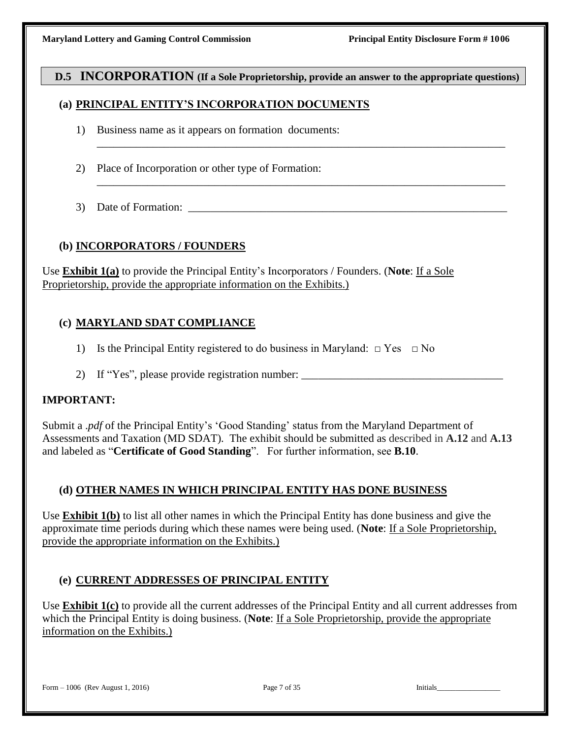## D.5 INCORPORATION (If a Sole Proprietorship, provide an answer to the appropriate questions)

### (a) PRINCIPAL ENTITY'S INCORPORATION DOCUMENTS

1) Business name as it appears on formation documents:
   \_\_\_\_\_\_\_\_\_\_\_\_\_\_\_\_\_\_\_\_\_\_\_\_\_\_\_\_\_\_\_\_\_\_\_\_\_\_\_\_\_\_\_\_\_\_\_\_\_\_\_\_\_\_\_\_\_\_\_\_\_\_\_\_\_\_\_\_\_\_

2) Place of Incorporation or other type of Formation:
   \_\_\_\_\_\_\_\_\_\_\_\_\_\_\_\_\_\_\_\_\_\_\_\_\_\_\_\_\_\_\_\_\_\_\_\_\_\_\_\_\_\_\_\_\_\_\_\_\_\_\_\_\_\_\_\_\_\_\_\_\_\_\_\_\_\_\_\_\_\_

3) Date of Formation: \_\_\_\_\_\_\_\_\_\_\_\_\_\_\_\_\_\_\_\_\_\_\_\_\_\_\_\_\_\_\_\_\_\_\_\_\_\_\_\_\_\_\_\_\_\_\_\_\_\_\_\_\_\_

### (b) INCORPORATORS / FOUNDERS

Use **Exhibit 1(a)** to provide the Principal Entity's Incorporators / Founders. (**Note**: If a Sole Proprietorship, provide the appropriate information on the Exhibits.)

### (c) MARYLAND SDAT COMPLIANCE

1) Is the Principal Entity registered to do business in Maryland: □ Yes □ No

2) If "Yes", please provide registration number: \_\_\_\_\_\_\_\_\_\_\_\_\_\_\_\_\_\_\_\_\_\_\_\_\_\_\_\_\_\_\_\_\_\_\_\_

**IMPORTANT:**

Submit a *.pdf* of the Principal Entity's 'Good Standing' status from the Maryland Department of Assessments and Taxation (MD SDAT). The exhibit should be submitted as described in **A.12** and **A.13** and labeled as "**Certificate of Good Standing**". For further information, see **B.10**.

### (d) OTHER NAMES IN WHICH PRINCIPAL ENTITY HAS DONE BUSINESS

Use **Exhibit 1(b)** to list all other names in which the Principal Entity has done business and give the approximate time periods during which these names were being used. (**Note**: If a Sole Proprietorship, provide the appropriate information on the Exhibits.)

### (e) CURRENT ADDRESSES OF PRINCIPAL ENTITY

Use **Exhibit 1(c)** to provide all the current addresses of the Principal Entity and all current addresses from which the Principal Entity is doing business. (**Note**: If a Sole Proprietorship, provide the appropriate information on the Exhibits.)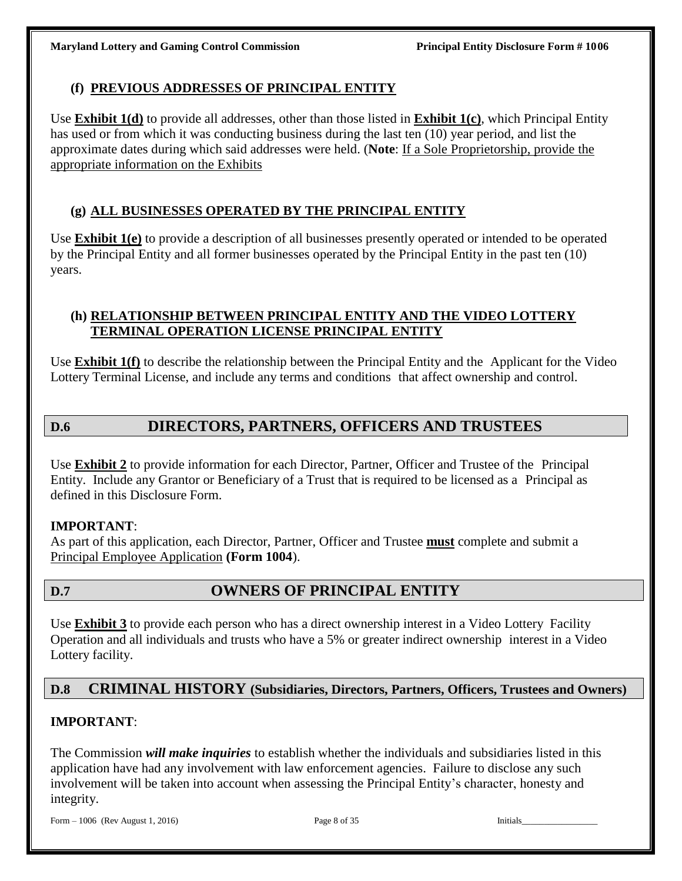### (f) PREVIOUS ADDRESSES OF PRINCIPAL ENTITY

Use **Exhibit 1(d)** to provide all addresses, other than those listed in **Exhibit 1(c)**, which Principal Entity has used or from which it was conducting business during the last ten (10) year period, and list the approximate dates during which said addresses were held. (**Note**: If a Sole Proprietorship, provide the appropriate information on the Exhibits

### (g) ALL BUSINESSES OPERATED BY THE PRINCIPAL ENTITY

Use **Exhibit 1(e)** to provide a description of all businesses presently operated or intended to be operated by the Principal Entity and all former businesses operated by the Principal Entity in the past ten (10) years.

### (h) RELATIONSHIP BETWEEN PRINCIPAL ENTITY AND THE VIDEO LOTTERY TERMINAL OPERATION LICENSE PRINCIPAL ENTITY

Use **Exhibit 1(f)** to describe the relationship between the Principal Entity and the Applicant for the Video Lottery Terminal License, and include any terms and conditions that affect ownership and control.

## D.6 DIRECTORS, PARTNERS, OFFICERS AND TRUSTEES

Use **Exhibit 2** to provide information for each Director, Partner, Officer and Trustee of the Principal Entity. Include any Grantor or Beneficiary of a Trust that is required to be licensed as a Principal as defined in this Disclosure Form.

**IMPORTANT**:
As part of this application, each Director, Partner, Officer and Trustee **must** complete and submit a Principal Employee Application **(Form 1004**).

## D.7 OWNERS OF PRINCIPAL ENTITY

Use **Exhibit 3** to provide each person who has a direct ownership interest in a Video Lottery Facility Operation and all individuals and trusts who have a 5% or greater indirect ownership interest in a Video Lottery facility.

## D.8 CRIMINAL HISTORY (Subsidiaries, Directors, Partners, Officers, Trustees and Owners)

**IMPORTANT**:

The Commission ***will make inquiries*** to establish whether the individuals and subsidiaries listed in this application have had any involvement with law enforcement agencies. Failure to disclose any such involvement will be taken into account when assessing the Principal Entity's character, honesty and integrity.

Initials________________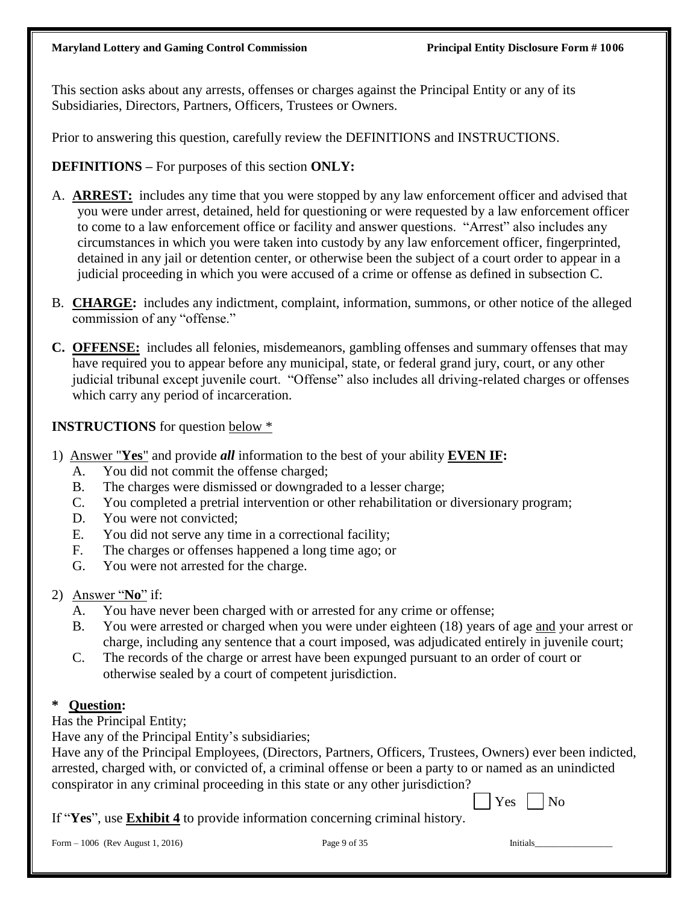This section asks about any arrests, offenses or charges against the Principal Entity or any of its Subsidiaries, Directors, Partners, Officers, Trustees or Owners.

Prior to answering this question, carefully review the DEFINITIONS and INSTRUCTIONS.

**DEFINITIONS –** For purposes of this section **ONLY:**

A. **ARREST:** includes any time that you were stopped by any law enforcement officer and advised that you were under arrest, detained, held for questioning or were requested by a law enforcement officer to come to a law enforcement office or facility and answer questions. "Arrest" also includes any circumstances in which you were taken into custody by any law enforcement officer, fingerprinted, detained in any jail or detention center, or otherwise been the subject of a court order to appear in a judicial proceeding in which you were accused of a crime or offense as defined in subsection C.

B. **CHARGE:** includes any indictment, complaint, information, summons, or other notice of the alleged commission of any "offense."

**C.** **OFFENSE:** includes all felonies, misdemeanors, gambling offenses and summary offenses that may have required you to appear before any municipal, state, or federal grand jury, court, or any other judicial tribunal except juvenile court. "Offense" also includes all driving-related charges or offenses which carry any period of incarceration.

**INSTRUCTIONS** for question below *

1) Answer "**Yes**" and provide ***all*** information to the best of your ability **EVEN IF:**
   A. You did not commit the offense charged;
   B. The charges were dismissed or downgraded to a lesser charge;
   C. You completed a pretrial intervention or other rehabilitation or diversionary program;
   D. You were not convicted;
   E. You did not serve any time in a correctional facility;
   F. The charges or offenses happened a long time ago; or
   G. You were not arrested for the charge.

2) Answer "**No**" if:
   A. You have never been charged with or arrested for any crime or offense;
   B. You were arrested or charged when you were under eighteen (18) years of age and your arrest or charge, including any sentence that a court imposed, was adjudicated entirely in juvenile court;
   C. The records of the charge or arrest have been expunged pursuant to an order of court or otherwise sealed by a court of competent jurisdiction.

**\* Question:**

Has the Principal Entity;

Have any of the Principal Entity's subsidiaries;

Have any of the Principal Employees, (Directors, Partners, Officers, Trustees, Owners) ever been indicted, arrested, charged with, or convicted of, a criminal offense or been a party to or named as an unindicted conspirator in any criminal proceeding in this state or any other jurisdiction?

☐ Yes ☐ No

If "**Yes**", use **Exhibit 4** to provide information concerning criminal history.

Initials_________________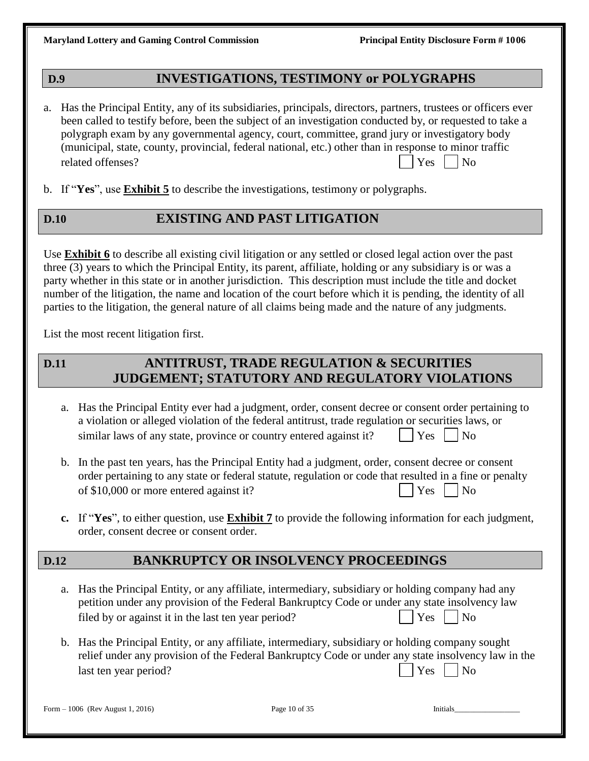## D.9 INVESTIGATIONS, TESTIMONY or POLYGRAPHS

a. Has the Principal Entity, any of its subsidiaries, principals, directors, partners, trustees or officers ever been called to testify before, been the subject of an investigation conducted by, or requested to take a polygraph exam by any governmental agency, court, committee, grand jury or investigatory body (municipal, state, county, provincial, federal national, etc.) other than in response to minor traffic related offenses? ☐ Yes ☐ No

b. If "**Yes**", use **Exhibit 5** to describe the investigations, testimony or polygraphs.

## D.10 EXISTING AND PAST LITIGATION

Use **Exhibit 6** to describe all existing civil litigation or any settled or closed legal action over the past three (3) years to which the Principal Entity, its parent, affiliate, holding or any subsidiary is or was a party whether in this state or in another jurisdiction. This description must include the title and docket number of the litigation, the name and location of the court before which it is pending, the identity of all parties to the litigation, the general nature of all claims being made and the nature of any judgments.

List the most recent litigation first.

## D.11 ANTITRUST, TRADE REGULATION & SECURITIES JUDGEMENT; STATUTORY AND REGULATORY VIOLATIONS

a. Has the Principal Entity ever had a judgment, order, consent decree or consent order pertaining to a violation or alleged violation of the federal antitrust, trade regulation or securities laws, or similar laws of any state, province or country entered against it? ☐ Yes ☐ No

b. In the past ten years, has the Principal Entity had a judgment, order, consent decree or consent order pertaining to any state or federal statute, regulation or code that resulted in a fine or penalty of $10,000 or more entered against it? ☐ Yes ☐ No

**c.** If "**Yes**", to either question, use **Exhibit 7** to provide the following information for each judgment, order, consent decree or consent order.

## D.12 BANKRUPTCY OR INSOLVENCY PROCEEDINGS

a. Has the Principal Entity, or any affiliate, intermediary, subsidiary or holding company had any petition under any provision of the Federal Bankruptcy Code or under any state insolvency law filed by or against it in the last ten year period? ☐ Yes ☐ No

b. Has the Principal Entity, or any affiliate, intermediary, subsidiary or holding company sought relief under any provision of the Federal Bankruptcy Code or under any state insolvency law in the last ten year period? ☐ Yes ☐ No

Initials_________________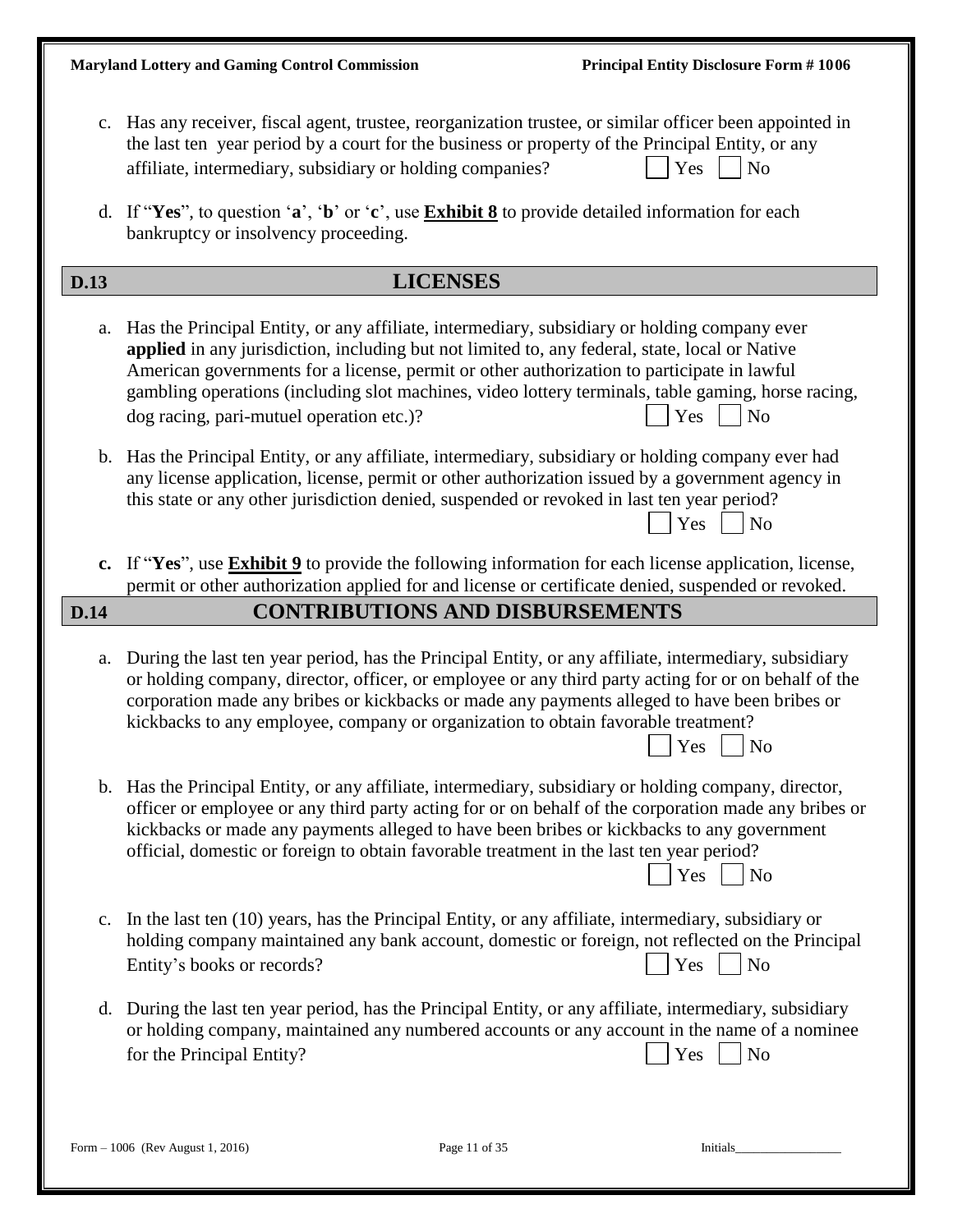c. Has any receiver, fiscal agent, trustee, reorganization trustee, or similar officer been appointed in the last ten year period by a court for the business or property of the Principal Entity, or any affiliate, intermediary, subsidiary or holding companies? ☐ Yes ☐ No

d. If "**Yes**", to question '**a**', '**b**' or '**c**', use **Exhibit 8** to provide detailed information for each bankruptcy or insolvency proceeding.

## D.13 LICENSES

a. Has the Principal Entity, or any affiliate, intermediary, subsidiary or holding company ever **applied** in any jurisdiction, including but not limited to, any federal, state, local or Native American governments for a license, permit or other authorization to participate in lawful gambling operations (including slot machines, video lottery terminals, table gaming, horse racing, dog racing, pari-mutuel operation etc.)? ☐ Yes ☐ No

b. Has the Principal Entity, or any affiliate, intermediary, subsidiary or holding company ever had any license application, license, permit or other authorization issued by a government agency in this state or any other jurisdiction denied, suspended or revoked in last ten year period? ☐ Yes ☐ No

**c.** If "**Yes**", use **Exhibit 9** to provide the following information for each license application, license, permit or other authorization applied for and license or certificate denied, suspended or revoked.

## D.14 CONTRIBUTIONS AND DISBURSEMENTS

a. During the last ten year period, has the Principal Entity, or any affiliate, intermediary, subsidiary or holding company, director, officer, or employee or any third party acting for or on behalf of the corporation made any bribes or kickbacks or made any payments alleged to have been bribes or kickbacks to any employee, company or organization to obtain favorable treatment? ☐ Yes ☐ No

b. Has the Principal Entity, or any affiliate, intermediary, subsidiary or holding company, director, officer or employee or any third party acting for or on behalf of the corporation made any bribes or kickbacks or made any payments alleged to have been bribes or kickbacks to any government official, domestic or foreign to obtain favorable treatment in the last ten year period? ☐ Yes ☐ No

c. In the last ten (10) years, has the Principal Entity, or any affiliate, intermediary, subsidiary or holding company maintained any bank account, domestic or foreign, not reflected on the Principal Entity's books or records? ☐ Yes ☐ No

d. During the last ten year period, has the Principal Entity, or any affiliate, intermediary, subsidiary or holding company, maintained any numbered accounts or any account in the name of a nominee for the Principal Entity? ☐ Yes ☐ No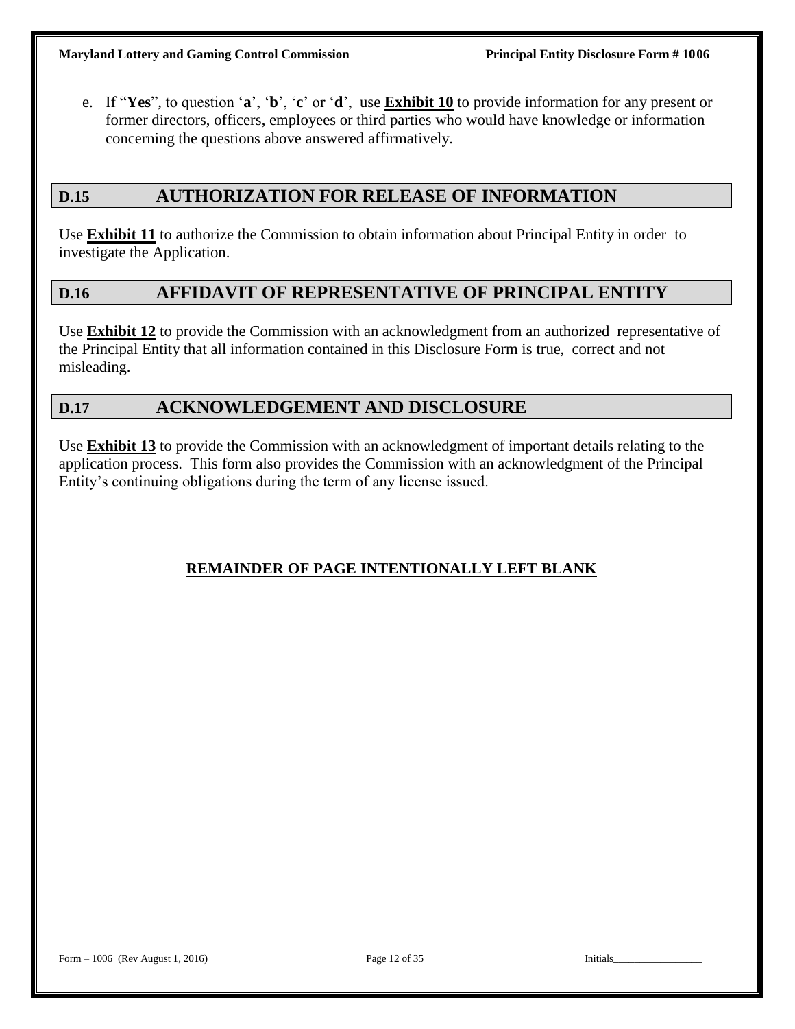e. If "**Yes**", to question '**a**', '**b**', '**c**' or '**d**', use **Exhibit 10** to provide information for any present or former directors, officers, employees or third parties who would have knowledge or information concerning the questions above answered affirmatively.

## D.15 AUTHORIZATION FOR RELEASE OF INFORMATION

Use **Exhibit 11** to authorize the Commission to obtain information about Principal Entity in order to investigate the Application.

## D.16 AFFIDAVIT OF REPRESENTATIVE OF PRINCIPAL ENTITY

Use **Exhibit 12** to provide the Commission with an acknowledgment from an authorized representative of the Principal Entity that all information contained in this Disclosure Form is true, correct and not misleading.

## D.17 ACKNOWLEDGEMENT AND DISCLOSURE

Use **Exhibit 13** to provide the Commission with an acknowledgment of important details relating to the application process. This form also provides the Commission with an acknowledgment of the Principal Entity's continuing obligations during the term of any license issued.

**REMAINDER OF PAGE INTENTIONALLY LEFT BLANK**

Initials________________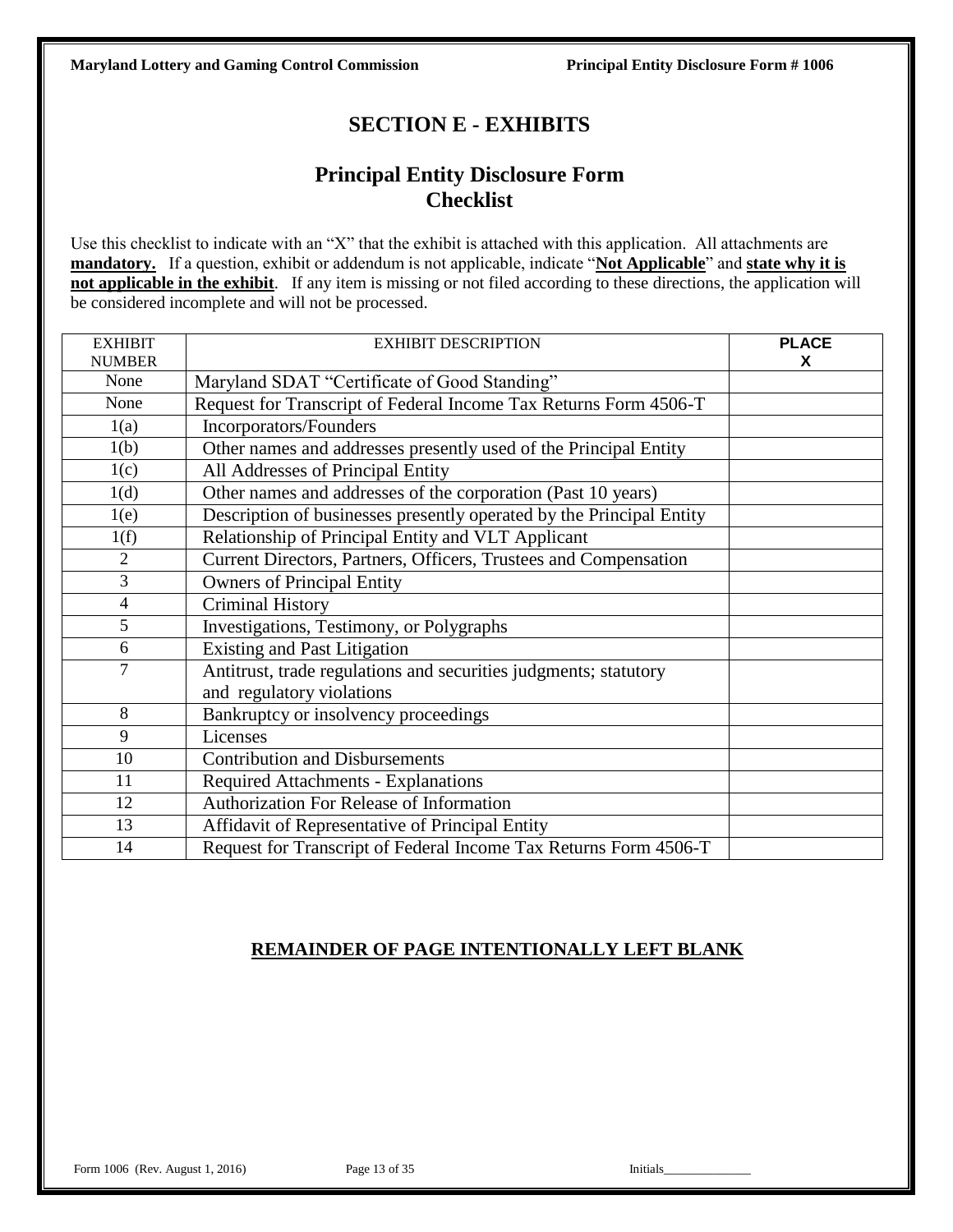# SECTION E - EXHIBITS

## Principal Entity Disclosure Form Checklist

Use this checklist to indicate with an "X" that the exhibit is attached with this application. All attachments are **mandatory.** If a question, exhibit or addendum is not applicable, indicate "**Not Applicable**" and **state why it is not applicable in the exhibit**. If any item is missing or not filed according to these directions, the application will be considered incomplete and will not be processed.

| EXHIBIT NUMBER | EXHIBIT DESCRIPTION | PLACE X |
|---|---|---|
| None | Maryland SDAT "Certificate of Good Standing" | |
| None | Request for Transcript of Federal Income Tax Returns Form 4506-T | |
| 1(a) | Incorporators/Founders | |
| 1(b) | Other names and addresses presently used of the Principal Entity | |
| 1(c) | All Addresses of Principal Entity | |
| 1(d) | Other names and addresses of the corporation (Past 10 years) | |
| 1(e) | Description of businesses presently operated by the Principal Entity | |
| 1(f) | Relationship of Principal Entity and VLT Applicant | |
| 2 | Current Directors, Partners, Officers, Trustees and Compensation | |
| 3 | Owners of Principal Entity | |
| 4 | Criminal History | |
| 5 | Investigations, Testimony, or Polygraphs | |
| 6 | Existing and Past Litigation | |
| 7 | Antitrust, trade regulations and securities judgments; statutory and regulatory violations | |
| 8 | Bankruptcy or insolvency proceedings | |
| 9 | Licenses | |
| 10 | Contribution and Disbursements | |
| 11 | Required Attachments - Explanations | |
| 12 | Authorization For Release of Information | |
| 13 | Affidavit of Representative of Principal Entity | |
| 14 | Request for Transcript of Federal Income Tax Returns Form 4506-T | |

**REMAINDER OF PAGE INTENTIONALLY LEFT BLANK**

Initials______________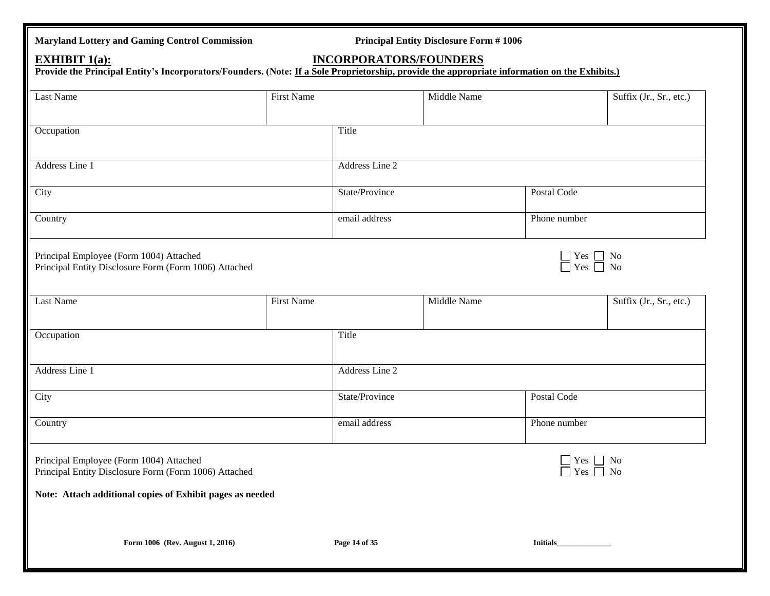**Maryland Lottery and Gaming Control Commission** **Principal Entity Disclosure Form # 1006**

## EXHIBIT 1(a): INCORPORATORS/FOUNDERS

**Provide the Principal Entity's Incorporators/Founders. (Note: If a Sole Proprietorship, provide the appropriate information on the Exhibits.)**

| Last Name | First Name | Middle Name | Suffix (Jr., Sr., etc.) |
|---|---|---|---|
| | | | |

| Occupation | Title |
|---|---|
| | |

| Address Line 1 | Address Line 2 |
|---|---|
| | |

| City | State/Province | Postal Code |
|---|---|---|
| | | |

| Country | email address | Phone number |
|---|---|---|
| | | |

Principal Employee (Form 1004) Attached ☐ Yes ☐ No
Principal Entity Disclosure Form (Form 1006) Attached ☐ Yes ☐ No

| Last Name | First Name | Middle Name | Suffix (Jr., Sr., etc.) |
|---|---|---|---|
| | | | |

| Occupation | Title |
|---|---|
| | |

| Address Line 1 | Address Line 2 |
|---|---|
| | |

| City | State/Province | Postal Code |
|---|---|---|
| | | |

| Country | email address | Phone number |
|---|---|---|
| | | |

Principal Employee (Form 1004) Attached ☐ Yes ☐ No
Principal Entity Disclosure Form (Form 1006) Attached ☐ Yes ☐ No

**Note: Attach additional copies of Exhibit pages as needed**

**Initials______________**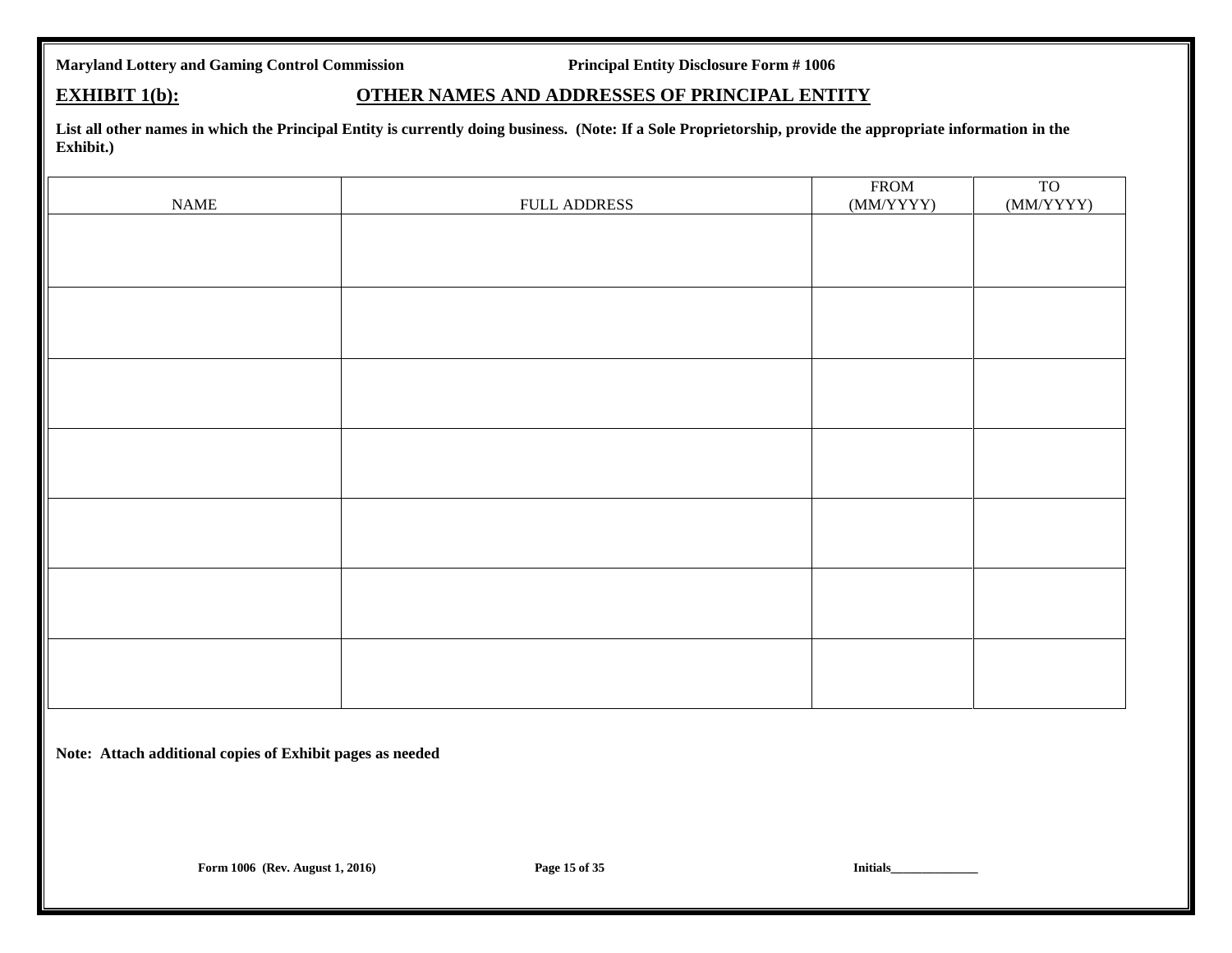**EXHIBIT 1(b):** **OTHER NAMES AND ADDRESSES OF PRINCIPAL ENTITY**

**List all other names in which the Principal Entity is currently doing business. (Note: If a Sole Proprietorship, provide the appropriate information in the Exhibit.)**

| NAME | FULL ADDRESS | FROM (MM/YYYY) | TO (MM/YYYY) |
| --- | --- | --- | --- |
| | | | |
| | | | |
| | | | |
| | | | |
| | | | |
| | | | |
| | | | |

**Note: Attach additional copies of Exhibit pages as needed**

**Initials______________**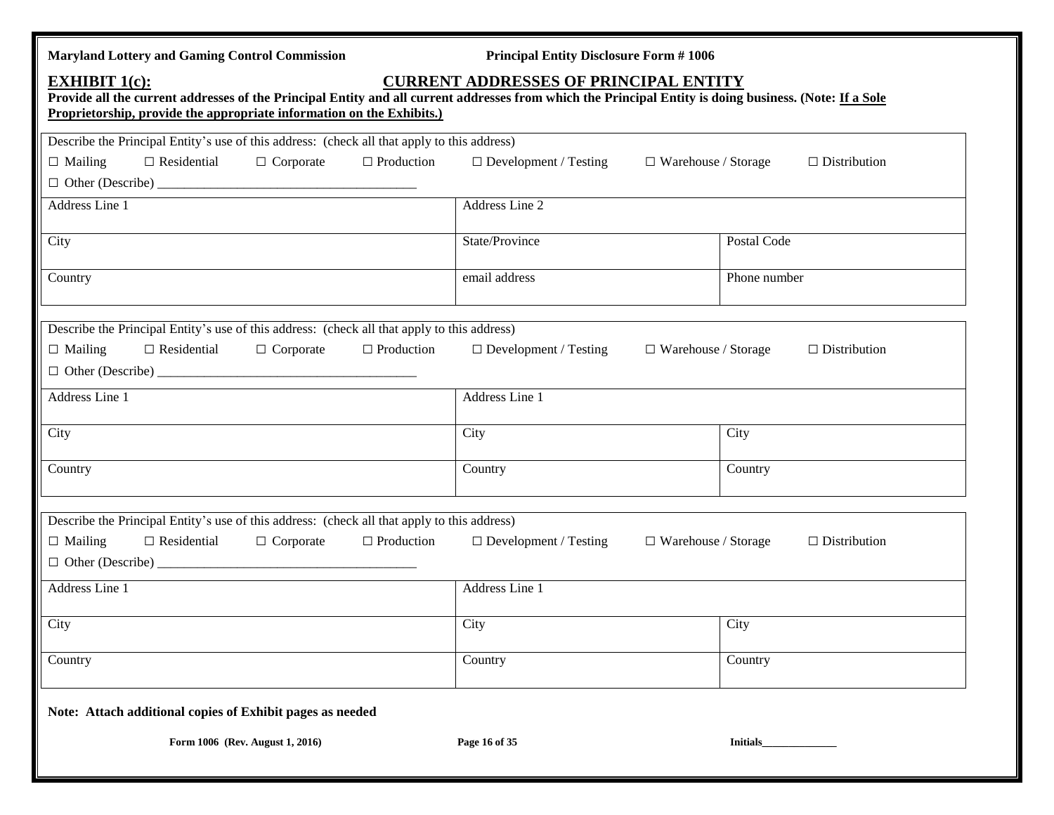**Maryland Lottery and Gaming Control Commission** **Principal Entity Disclosure Form # 1006**

## EXHIBIT 1(c): CURRENT ADDRESSES OF PRINCIPAL ENTITY

**Provide all the current addresses of the Principal Entity and all current addresses from which the Principal Entity is doing business. (Note: If a Sole Proprietorship, provide the appropriate information on the Exhibits.)**

| Describe the Principal Entity's use of this address: (check all that apply to this address)<br>☐ Mailing ☐ Residential ☐ Corporate ☐ Production ☐ Development / Testing ☐ Warehouse / Storage ☐ Distribution<br>☐ Other (Describe) ______________________________________ | | |
|---|---|---|
| Address Line 1 | Address Line 2 | |
| City | State/Province | Postal Code |
| Country | email address | Phone number |

| Describe the Principal Entity's use of this address: (check all that apply to this address)<br>☐ Mailing ☐ Residential ☐ Corporate ☐ Production ☐ Development / Testing ☐ Warehouse / Storage ☐ Distribution<br>☐ Other (Describe) ______________________________________ | | |
|---|---|---|
| Address Line 1 | Address Line 1 | |
| City | City | City |
| Country | Country | Country |

| Describe the Principal Entity's use of this address: (check all that apply to this address)<br>☐ Mailing ☐ Residential ☐ Corporate ☐ Production ☐ Development / Testing ☐ Warehouse / Storage ☐ Distribution<br>☐ Other (Describe) ______________________________________ | | |
|---|---|---|
| Address Line 1 | Address Line 1 | |
| City | City | City |
| Country | Country | Country |

**Note: Attach additional copies of Exhibit pages as needed**

**Form 1006 (Rev. August 1, 2016)** **Initials______________**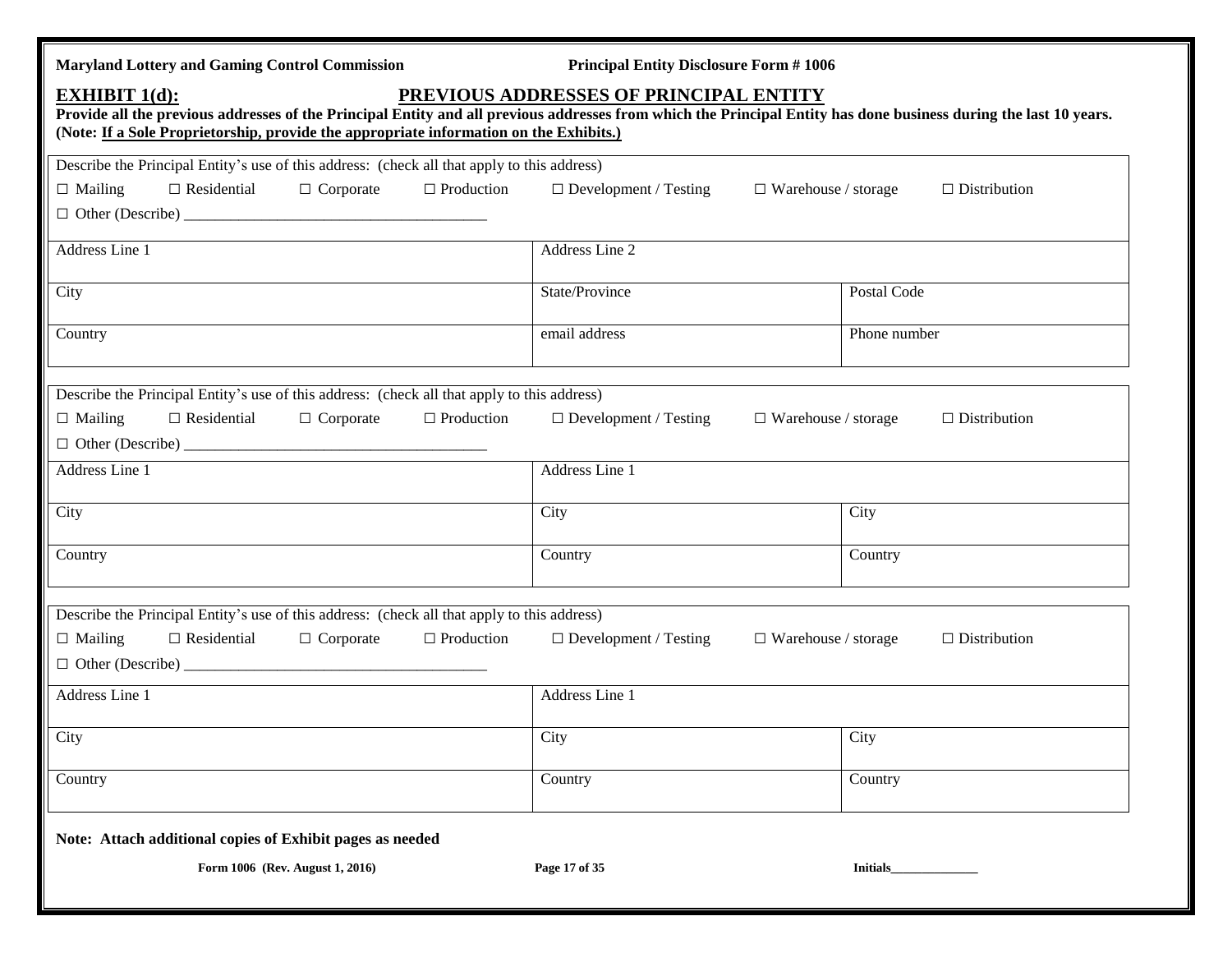**Maryland Lottery and Gaming Control Commission** **Principal Entity Disclosure Form # 1006**

## EXHIBIT 1(d): PREVIOUS ADDRESSES OF PRINCIPAL ENTITY

**Provide all the previous addresses of the Principal Entity and all previous addresses from which the Principal Entity has done business during the last 10 years. (Note: If a Sole Proprietorship, provide the appropriate information on the Exhibits.)**

| Describe the Principal Entity's use of this address: (check all that apply to this address)<br>☐ Mailing ☐ Residential ☐ Corporate ☐ Production ☐ Development / Testing ☐ Warehouse / storage ☐ Distribution<br>☐ Other (Describe) _______________________________________ | | |
|---|---|---|
| Address Line 1 | Address Line 2 | |
| City | State/Province | Postal Code |
| Country | email address | Phone number |

| Describe the Principal Entity's use of this address: (check all that apply to this address)<br>☐ Mailing ☐ Residential ☐ Corporate ☐ Production ☐ Development / Testing ☐ Warehouse / storage ☐ Distribution<br>☐ Other (Describe) _______________________________________ | | |
|---|---|---|
| Address Line 1 | Address Line 1 | |
| City | City | City |
| Country | Country | Country |

| Describe the Principal Entity's use of this address: (check all that apply to this address)<br>☐ Mailing ☐ Residential ☐ Corporate ☐ Production ☐ Development / Testing ☐ Warehouse / storage ☐ Distribution<br>☐ Other (Describe) _______________________________________ | | |
|---|---|---|
| Address Line 1 | Address Line 1 | |
| City | City | City |
| Country | Country | Country |

**Note: Attach additional copies of Exhibit pages as needed**

**Form 1006 (Rev. August 1, 2016)** **Initials______________**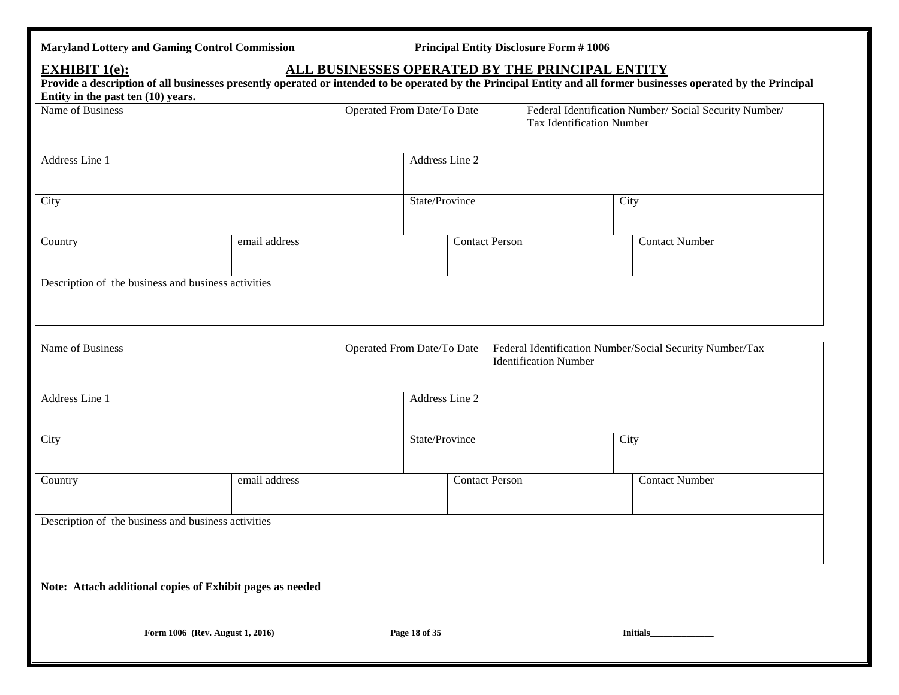**Maryland Lottery and Gaming Control Commission** **Principal Entity Disclosure Form # 1006**

## EXHIBIT 1(e): ALL BUSINESSES OPERATED BY THE PRINCIPAL ENTITY

**Provide a description of all businesses presently operated or intended to be operated by the Principal Entity and all former businesses operated by the Principal Entity in the past ten (10) years.**

| Name of Business | Operated From Date/To Date | Federal Identification Number/ Social Security Number/ Tax Identification Number |
|---|---|---|
| | | |

| Address Line 1 | Address Line 2 |
|---|---|
| | |

| City | State/Province | City |
|---|---|---|
| | | |

| Country | email address | Contact Person | Contact Number |
|---|---|---|---|
| | | | |

| Description of the business and business activities |
|---|
| |

| Name of Business | Operated From Date/To Date | Federal Identification Number/Social Security Number/Tax Identification Number |
|---|---|---|
| | | |

| Address Line 1 | Address Line 2 |
|---|---|
| | |

| City | State/Province | City |
|---|---|---|
| | | |

| Country | email address | Contact Person | Contact Number |
|---|---|---|---|
| | | | |

| Description of the business and business activities |
|---|
| |

**Note: Attach additional copies of Exhibit pages as needed**

**Form 1006 (Rev. August 1, 2016)** **Initials______________**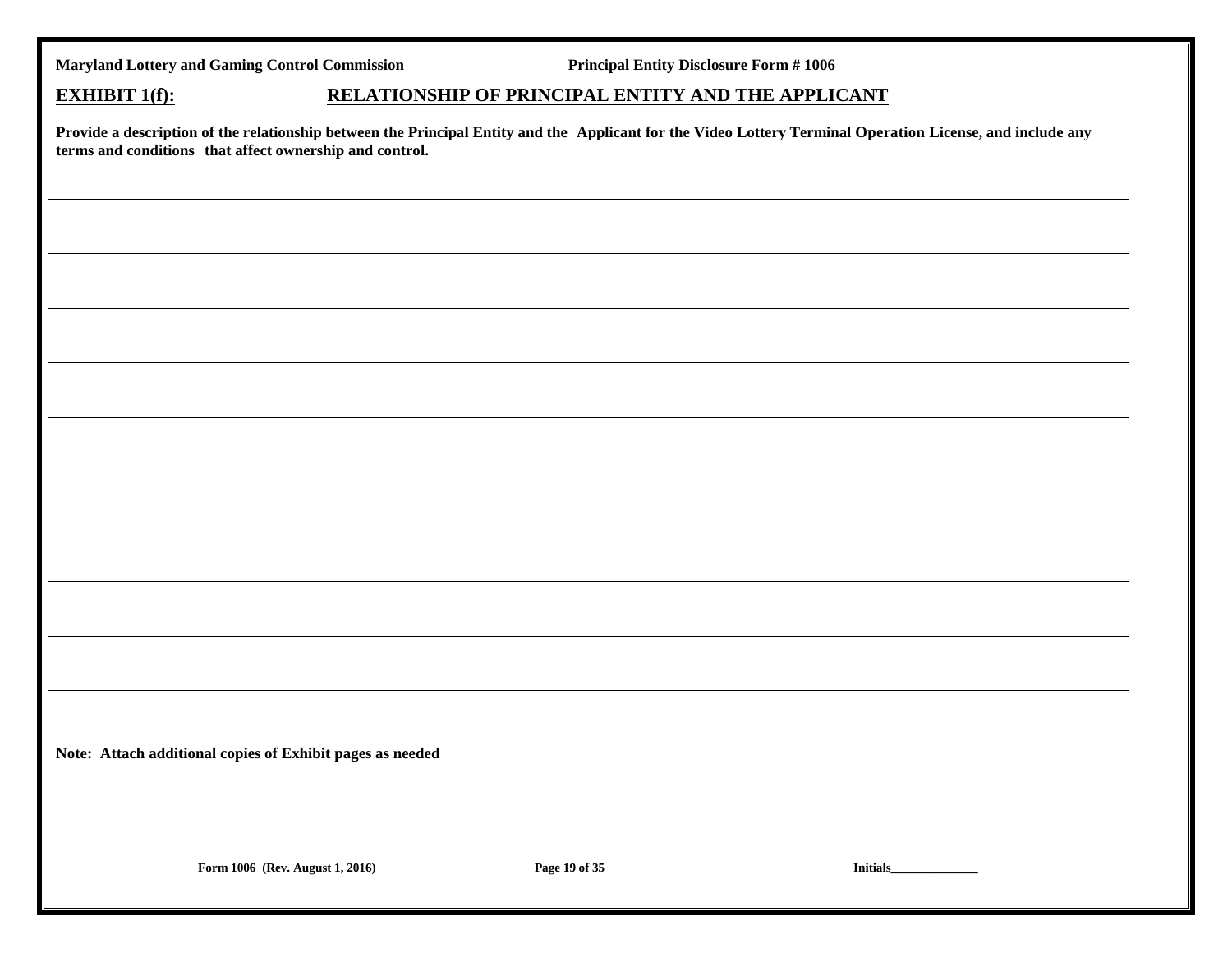## EXHIBIT 1(f): RELATIONSHIP OF PRINCIPAL ENTITY AND THE APPLICANT

**Provide a description of the relationship between the Principal Entity and the Applicant for the Video Lottery Terminal Operation License, and include any terms and conditions that affect ownership and control.**

| |
|---|
| |
| |
| |
| |
| |
| |
| |
| |
| |

**Note: Attach additional copies of Exhibit pages as needed**

Initials______________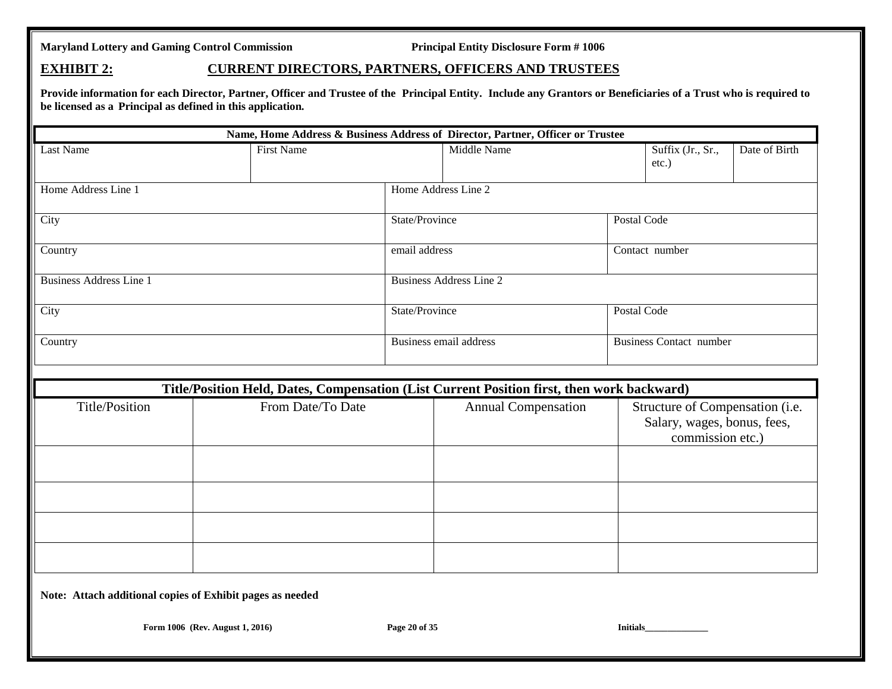**EXHIBIT 2: CURRENT DIRECTORS, PARTNERS, OFFICERS AND TRUSTEES**

**Provide information for each Director, Partner, Officer and Trustee of the Principal Entity. Include any Grantors or Beneficiaries of a Trust who is required to be licensed as a Principal as defined in this application.**

| Name, Home Address & Business Address of Director, Partner, Officer or Trustee | | | | |
|---|---|---|---|---|
| Last Name | First Name | Middle Name | Suffix (Jr., Sr., etc.) | Date of Birth |
| Home Address Line 1 | | Home Address Line 2 | | |
| City | | State/Province | Postal Code | |
| Country | | email address | Contact number | |
| Business Address Line 1 | | Business Address Line 2 | | |
| City | | State/Province | Postal Code | |
| Country | | Business email address | Business Contact number | |

| Title/Position Held, Dates, Compensation (List Current Position first, then work backward) | | | |
|---|---|---|---|
| Title/Position | From Date/To Date | Annual Compensation | Structure of Compensation (i.e. Salary, wages, bonus, fees, commission etc.) |
| | | | |
| | | | |
| | | | |
| | | | |

**Note: Attach additional copies of Exhibit pages as needed**

**Initials______________**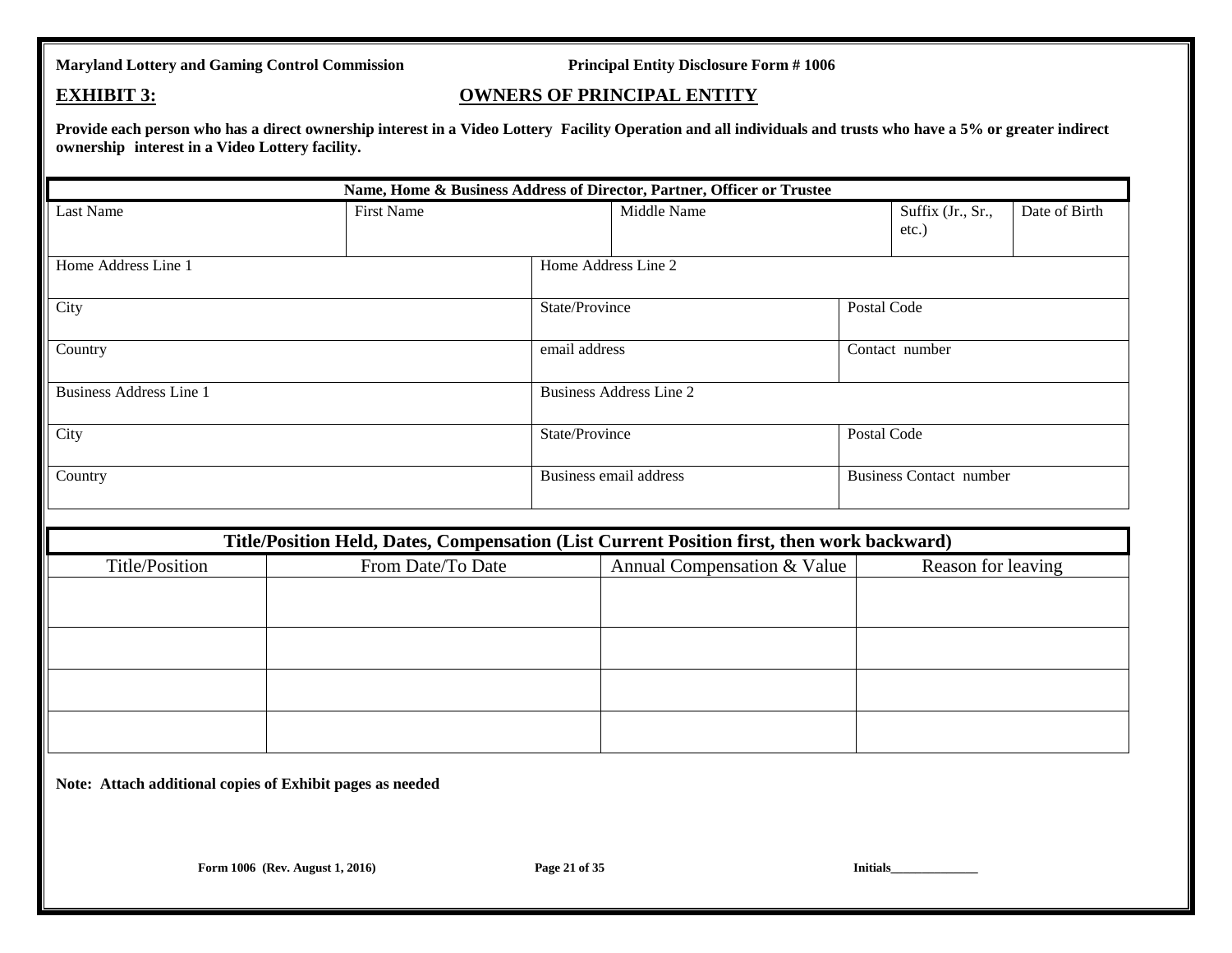**Maryland Lottery and Gaming Control Commission** **Principal Entity Disclosure Form # 1006**

## EXHIBIT 3: OWNERS OF PRINCIPAL ENTITY

**Provide each person who has a direct ownership interest in a Video Lottery Facility Operation and all individuals and trusts who have a 5% or greater indirect ownership interest in a Video Lottery facility.**

| Name, Home & Business Address of Director, Partner, Officer or Trustee | | | | |
|---|---|---|---|---|
| Last Name | First Name | Middle Name | Suffix (Jr., Sr., etc.) | Date of Birth |
| Home Address Line 1 | Home Address Line 2 | | | |
| City | State/Province | Postal Code | | |
| Country | email address | Contact number | | |
| Business Address Line 1 | Business Address Line 2 | | | |
| City | State/Province | Postal Code | | |
| Country | Business email address | Business Contact number | | |

| Title/Position Held, Dates, Compensation (List Current Position first, then work backward) | | | |
|---|---|---|---|
| Title/Position | From Date/To Date | Annual Compensation & Value | Reason for leaving |
| | | | |
| | | | |
| | | | |
| | | | |

**Note: Attach additional copies of Exhibit pages as needed**

**Initials______________**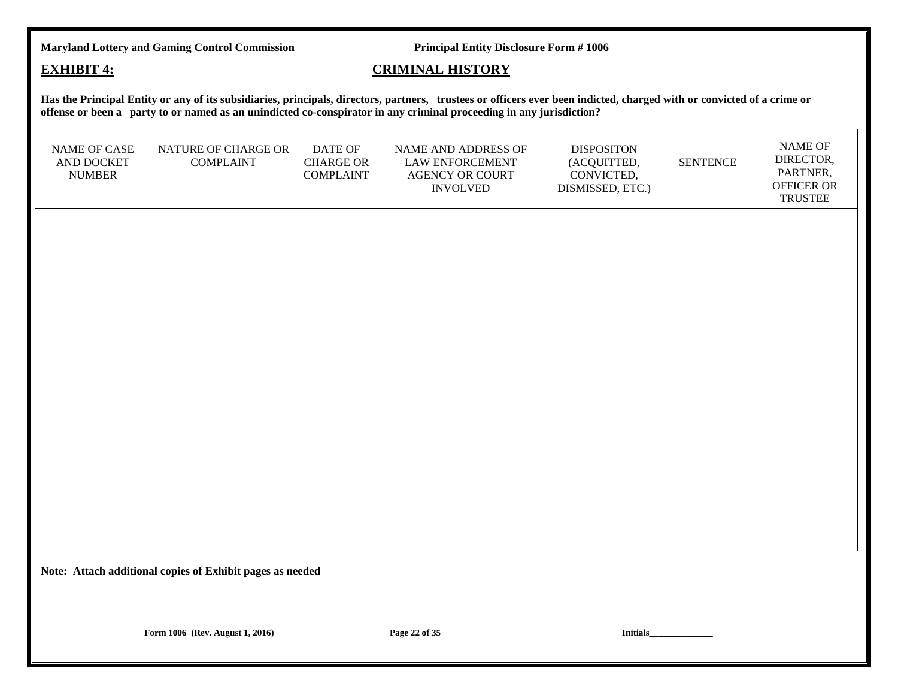**Maryland Lottery and Gaming Control Commission** **Principal Entity Disclosure Form # 1006**

## EXHIBIT 4: CRIMINAL HISTORY

**Has the Principal Entity or any of its subsidiaries, principals, directors, partners, trustees or officers ever been indicted, charged with or convicted of a crime or offense or been a party to or named as an unindicted co-conspirator in any criminal proceeding in any jurisdiction?**

| NAME OF CASE AND DOCKET NUMBER | NATURE OF CHARGE OR COMPLAINT | DATE OF CHARGE OR COMPLAINT | NAME AND ADDRESS OF LAW ENFORCEMENT AGENCY OR COURT INVOLVED | DISPOSITON (ACQUITTED, CONVICTED, DISMISSED, ETC.) | SENTENCE | NAME OF DIRECTOR, PARTNER, OFFICER OR TRUSTEE |
|---|---|---|---|---|---|---|
| | | | | | | |

**Note: Attach additional copies of Exhibit pages as needed**

**Form 1006 (Rev. August 1, 2016)** **Initials______________**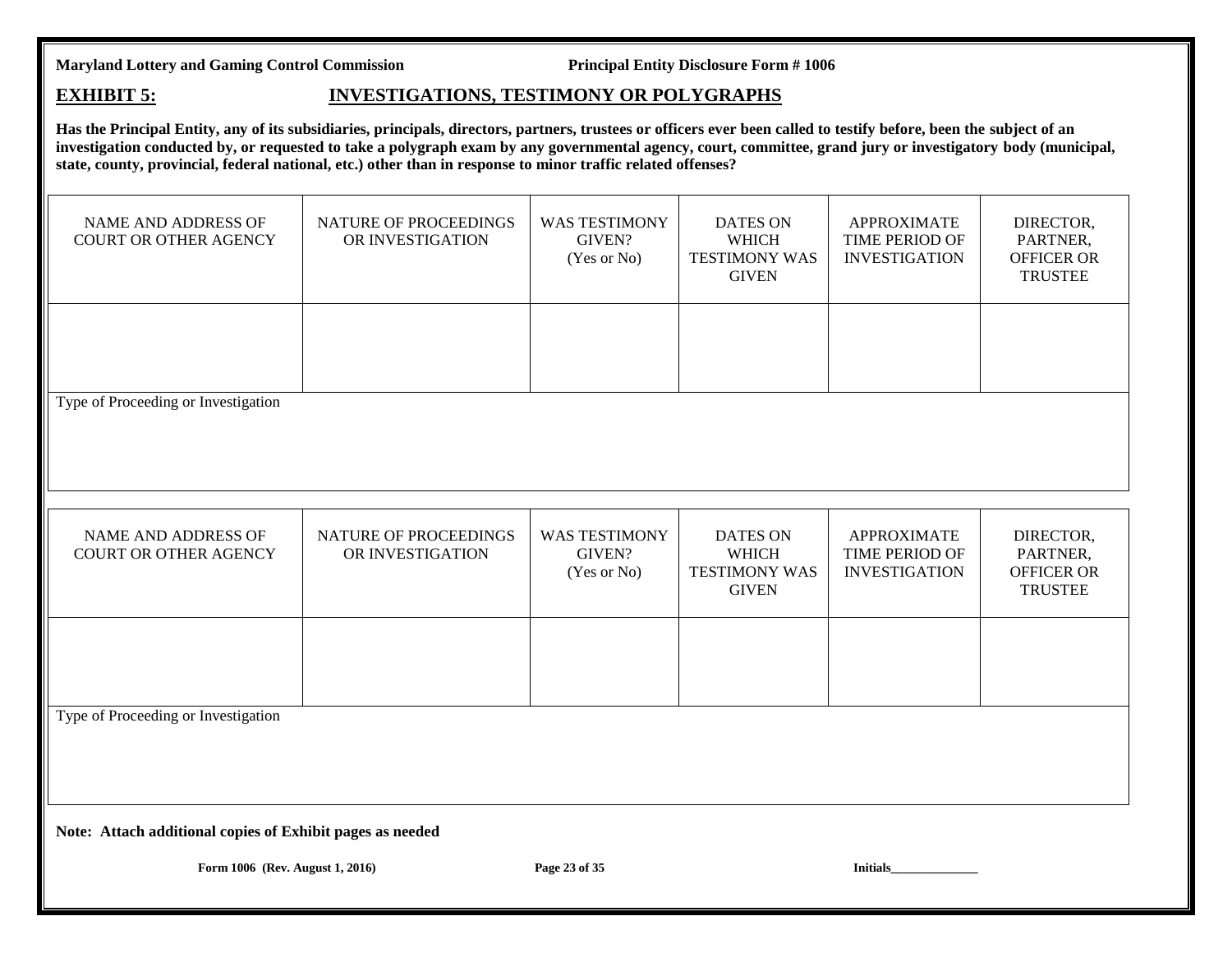## EXHIBIT 5: INVESTIGATIONS, TESTIMONY OR POLYGRAPHS

**Has the Principal Entity, any of its subsidiaries, principals, directors, partners, trustees or officers ever been called to testify before, been the subject of an investigation conducted by, or requested to take a polygraph exam by any governmental agency, court, committee, grand jury or investigatory body (municipal, state, county, provincial, federal national, etc.) other than in response to minor traffic related offenses?**

| NAME AND ADDRESS OF COURT OR OTHER AGENCY | NATURE OF PROCEEDINGS OR INVESTIGATION | WAS TESTIMONY GIVEN? (Yes or No) | DATES ON WHICH TESTIMONY WAS GIVEN | APPROXIMATE TIME PERIOD OF INVESTIGATION | DIRECTOR, PARTNER, OFFICER OR TRUSTEE |
|---|---|---|---|---|---|
| | | | | | |
| Type of Proceeding or Investigation | | | | | |

| NAME AND ADDRESS OF COURT OR OTHER AGENCY | NATURE OF PROCEEDINGS OR INVESTIGATION | WAS TESTIMONY GIVEN? (Yes or No) | DATES ON WHICH TESTIMONY WAS GIVEN | APPROXIMATE TIME PERIOD OF INVESTIGATION | DIRECTOR, PARTNER, OFFICER OR TRUSTEE |
|---|---|---|---|---|---|
| | | | | | |
| Type of Proceeding or Investigation | | | | | |

**Note: Attach additional copies of Exhibit pages as needed**

**Initials______________**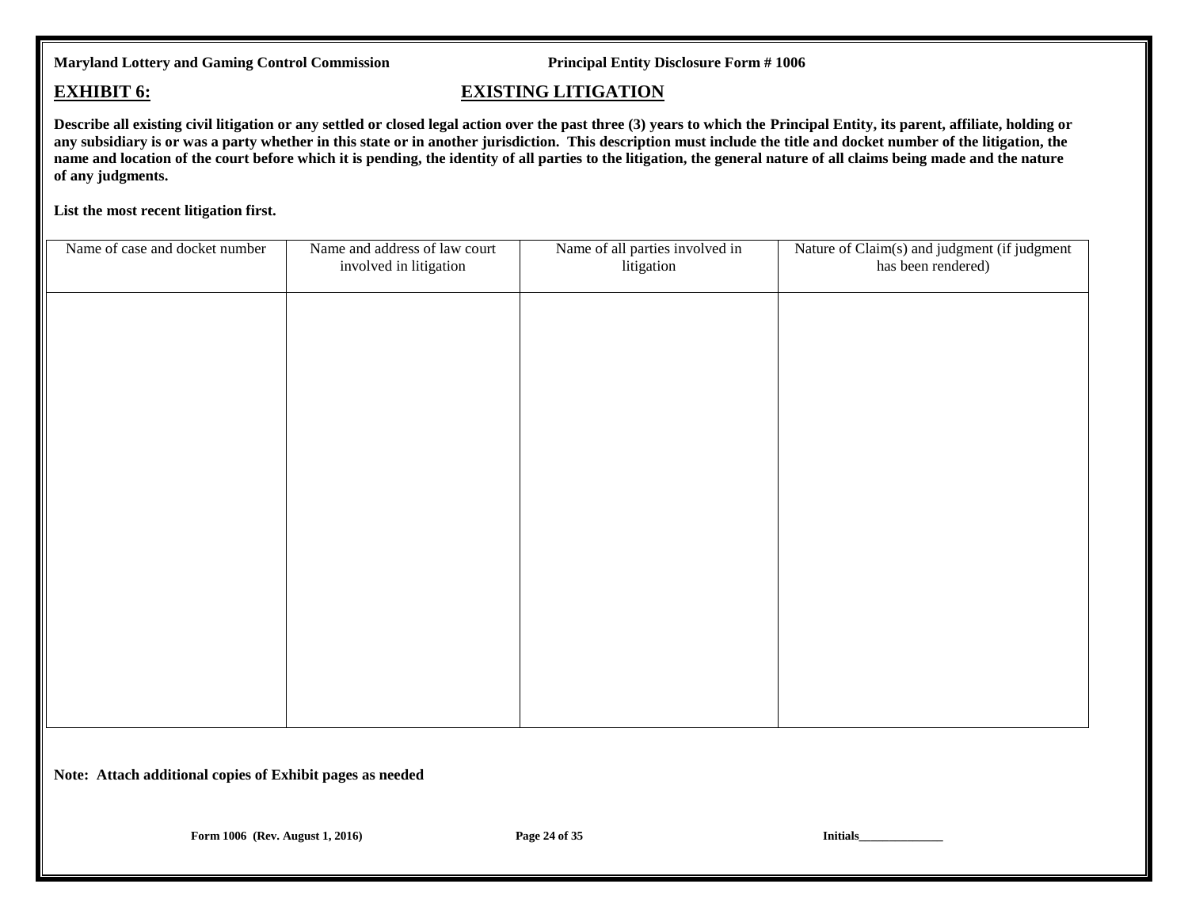**Maryland Lottery and Gaming Control Commission** **Principal Entity Disclosure Form # 1006**

## EXHIBIT 6: EXISTING LITIGATION

**Describe all existing civil litigation or any settled or closed legal action over the past three (3) years to which the Principal Entity, its parent, affiliate, holding or any subsidiary is or was a party whether in this state or in another jurisdiction. This description must include the title and docket number of the litigation, the name and location of the court before which it is pending, the identity of all parties to the litigation, the general nature of all claims being made and the nature of any judgments.**

**List the most recent litigation first.**

| Name of case and docket number | Name and address of law court involved in litigation | Name of all parties involved in litigation | Nature of Claim(s) and judgment (if judgment has been rendered) |
|---|---|---|---|
| | | | |

**Note: Attach additional copies of Exhibit pages as needed**

**Form 1006 (Rev. August 1, 2016)** **Initials______________**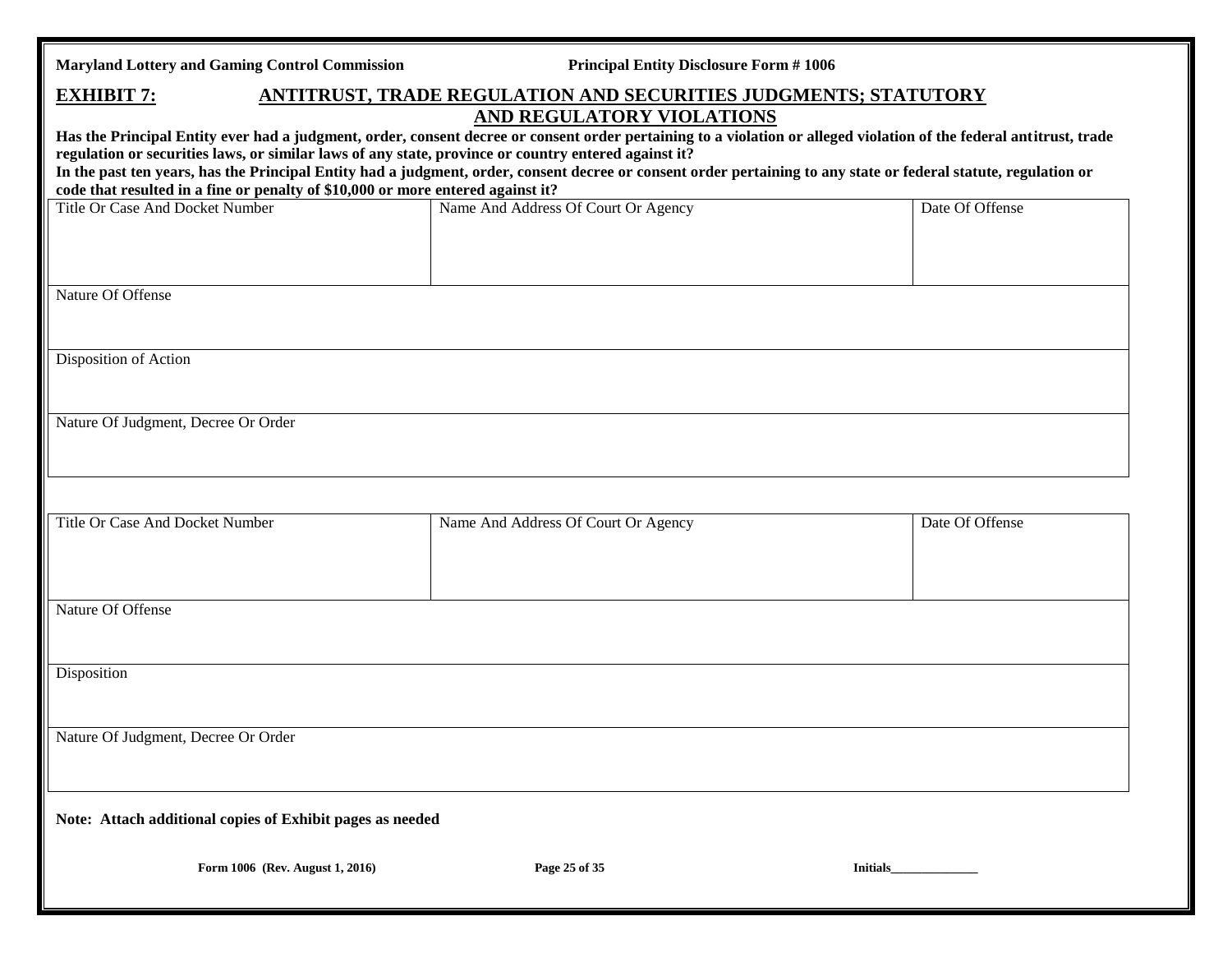Maryland Lottery and Gaming Control Commission — Principal Entity Disclosure Form # 1006

## EXHIBIT 7: ANTITRUST, TRADE REGULATION AND SECURITIES JUDGMENTS; STATUTORY AND REGULATORY VIOLATIONS

**Has the Principal Entity ever had a judgment, order, consent decree or consent order pertaining to a violation or alleged violation of the federal antitrust, trade regulation or securities laws, or similar laws of any state, province or country entered against it?**

**In the past ten years, has the Principal Entity had a judgment, order, consent decree or consent order pertaining to any state or federal statute, regulation or code that resulted in a fine or penalty of $10,000 or more entered against it?**

| Title Or Case And Docket Number | Name And Address Of Court Or Agency | Date Of Offense |
|---|---|---|
| | | |
| Nature Of Offense | | |
| Disposition of Action | | |
| Nature Of Judgment, Decree Or Order | | |

| Title Or Case And Docket Number | Name And Address Of Court Or Agency | Date Of Offense |
|---|---|---|
| | | |
| Nature Of Offense | | |
| Disposition | | |
| Nature Of Judgment, Decree Or Order | | |

**Note: Attach additional copies of Exhibit pages as needed**

Form 1006 (Rev. August 1, 2016) — Initials______________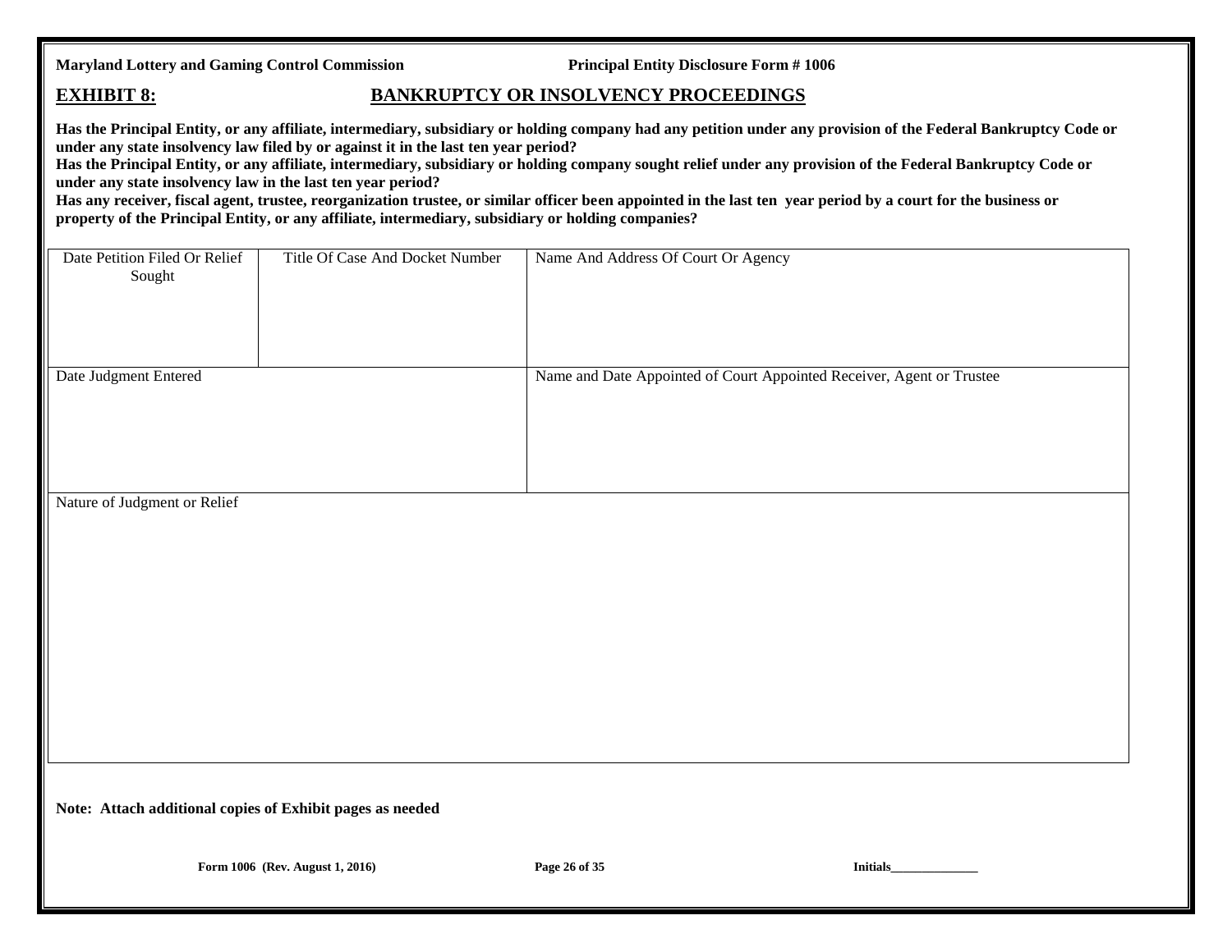## EXHIBIT 8: BANKRUPTCY OR INSOLVENCY PROCEEDINGS

**Has the Principal Entity, or any affiliate, intermediary, subsidiary or holding company had any petition under any provision of the Federal Bankruptcy Code or under any state insolvency law filed by or against it in the last ten year period?**
**Has the Principal Entity, or any affiliate, intermediary, subsidiary or holding company sought relief under any provision of the Federal Bankruptcy Code or under any state insolvency law in the last ten year period?**
**Has any receiver, fiscal agent, trustee, reorganization trustee, or similar officer been appointed in the last ten year period by a court for the business or property of the Principal Entity, or any affiliate, intermediary, subsidiary or holding companies?**

| Date Petition Filed Or Relief Sought | Title Of Case And Docket Number | Name And Address Of Court Or Agency |
|---|---|---|
| | | |

| Date Judgment Entered | Name and Date Appointed of Court Appointed Receiver, Agent or Trustee |
|---|---|
| | |

| Nature of Judgment or Relief |
|---|
| |

**Note: Attach additional copies of Exhibit pages as needed**

Initials______________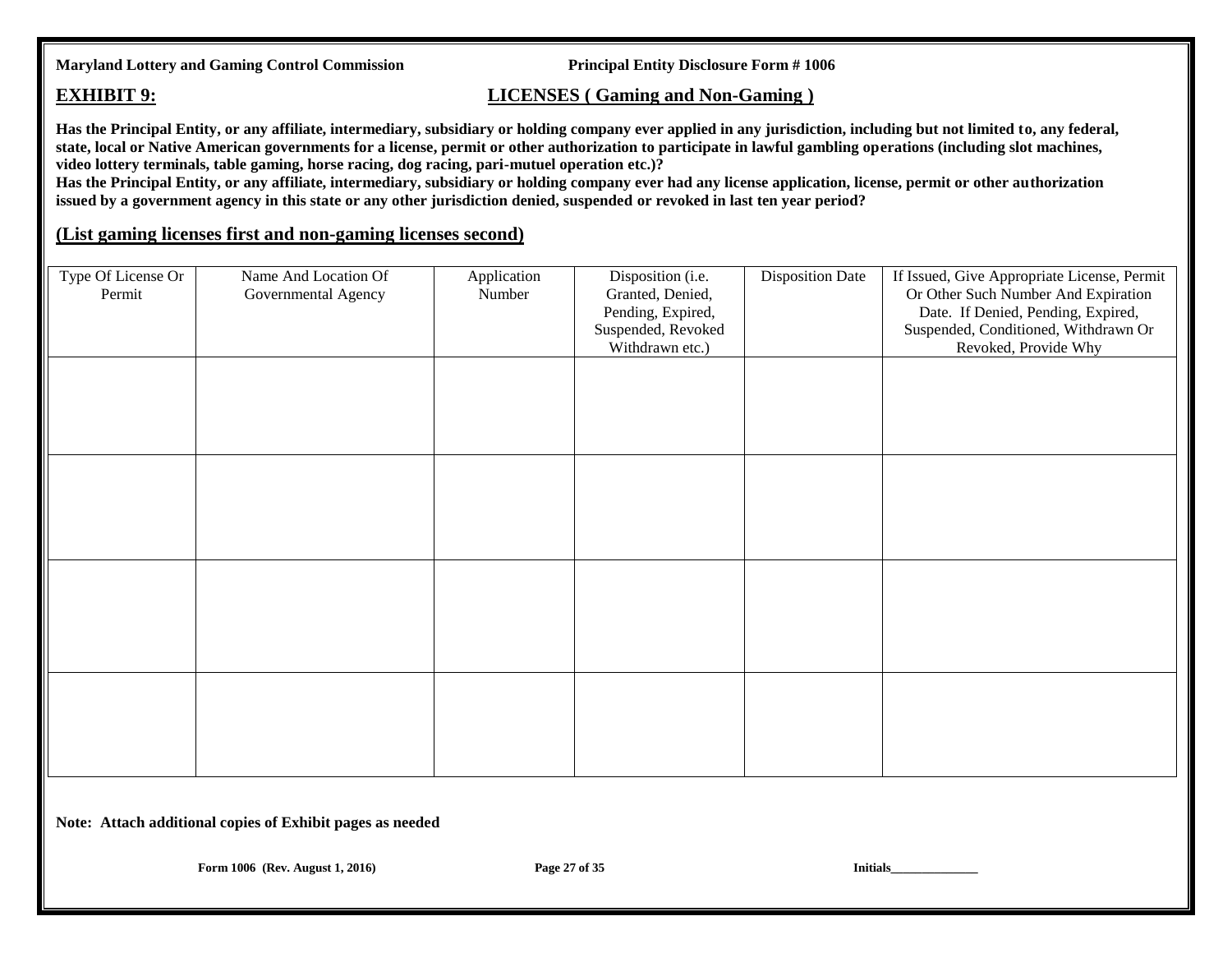## EXHIBIT 9: LICENSES ( Gaming and Non-Gaming )

**Has the Principal Entity, or any affiliate, intermediary, subsidiary or holding company ever applied in any jurisdiction, including but not limited to, any federal, state, local or Native American governments for a license, permit or other authorization to participate in lawful gambling operations (including slot machines, video lottery terminals, table gaming, horse racing, dog racing, pari-mutuel operation etc.)?**

**Has the Principal Entity, or any affiliate, intermediary, subsidiary or holding company ever had any license application, license, permit or other authorization issued by a government agency in this state or any other jurisdiction denied, suspended or revoked in last ten year period?**

**(List gaming licenses first and non-gaming licenses second)**

| Type Of License Or Permit | Name And Location Of Governmental Agency | Application Number | Disposition (i.e. Granted, Denied, Pending, Expired, Suspended, Revoked Withdrawn etc.) | Disposition Date | If Issued, Give Appropriate License, Permit Or Other Such Number And Expiration Date. If Denied, Pending, Expired, Suspended, Conditioned, Withdrawn Or Revoked, Provide Why |
|---|---|---|---|---|---|
| | | | | | |
| | | | | | |
| | | | | | |
| | | | | | |

**Note: Attach additional copies of Exhibit pages as needed**

**Initials______________**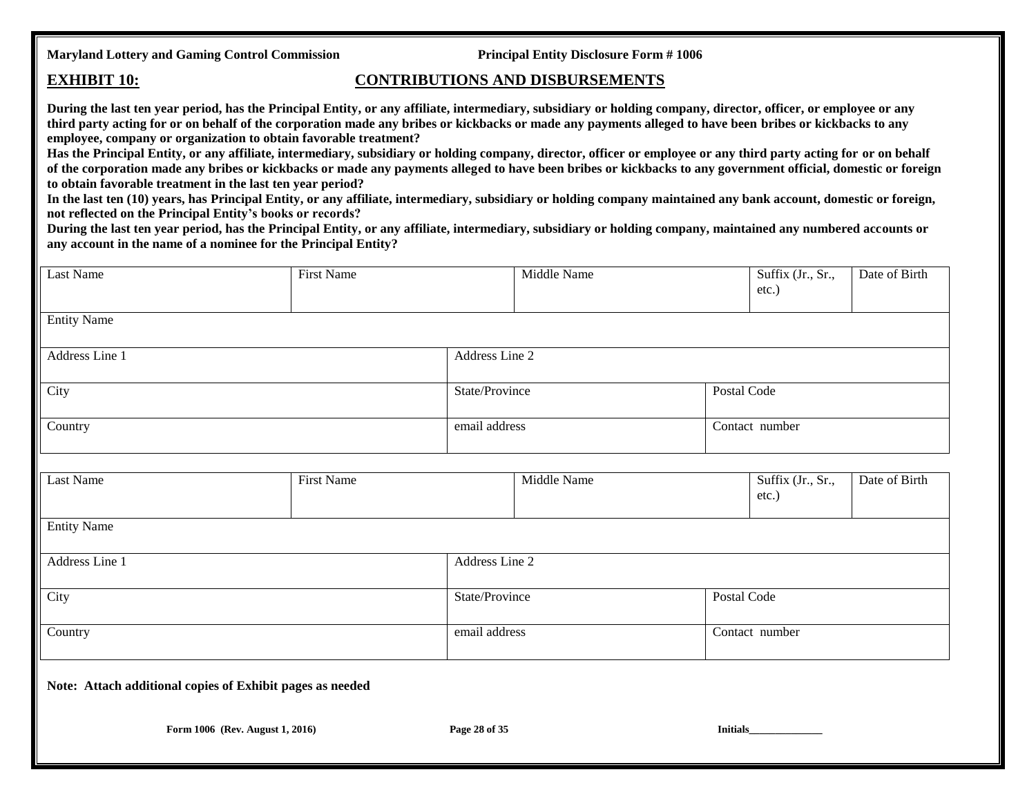**Maryland Lottery and Gaming Control Commission** **Principal Entity Disclosure Form # 1006**

## EXHIBIT 10: CONTRIBUTIONS AND DISBURSEMENTS

**During the last ten year period, has the Principal Entity, or any affiliate, intermediary, subsidiary or holding company, director, officer, or employee or any third party acting for or on behalf of the corporation made any bribes or kickbacks or made any payments alleged to have been bribes or kickbacks to any employee, company or organization to obtain favorable treatment?**

**Has the Principal Entity, or any affiliate, intermediary, subsidiary or holding company, director, officer or employee or any third party acting for or on behalf of the corporation made any bribes or kickbacks or made any payments alleged to have been bribes or kickbacks to any government official, domestic or foreign to obtain favorable treatment in the last ten year period?**

**In the last ten (10) years, has Principal Entity, or any affiliate, intermediary, subsidiary or holding company maintained any bank account, domestic or foreign, not reflected on the Principal Entity's books or records?**

**During the last ten year period, has the Principal Entity, or any affiliate, intermediary, subsidiary or holding company, maintained any numbered accounts or any account in the name of a nominee for the Principal Entity?**

| Last Name | First Name | Middle Name | Suffix (Jr., Sr., etc.) | Date of Birth |
|---|---|---|---|---|
| Entity Name | | | | |
| Address Line 1 | Address Line 2 | | | |
| City | State/Province | Postal Code | | |
| Country | email address | Contact number | | |

| Last Name | First Name | Middle Name | Suffix (Jr., Sr., etc.) | Date of Birth |
|---|---|---|---|---|
| Entity Name | | | | |
| Address Line 1 | Address Line 2 | | | |
| City | State/Province | Postal Code | | |
| Country | email address | Contact number | | |

**Note: Attach additional copies of Exhibit pages as needed**

**Form 1006 (Rev. August 1, 2016)** **Initials\_\_\_\_\_\_\_\_\_\_\_\_\_\_**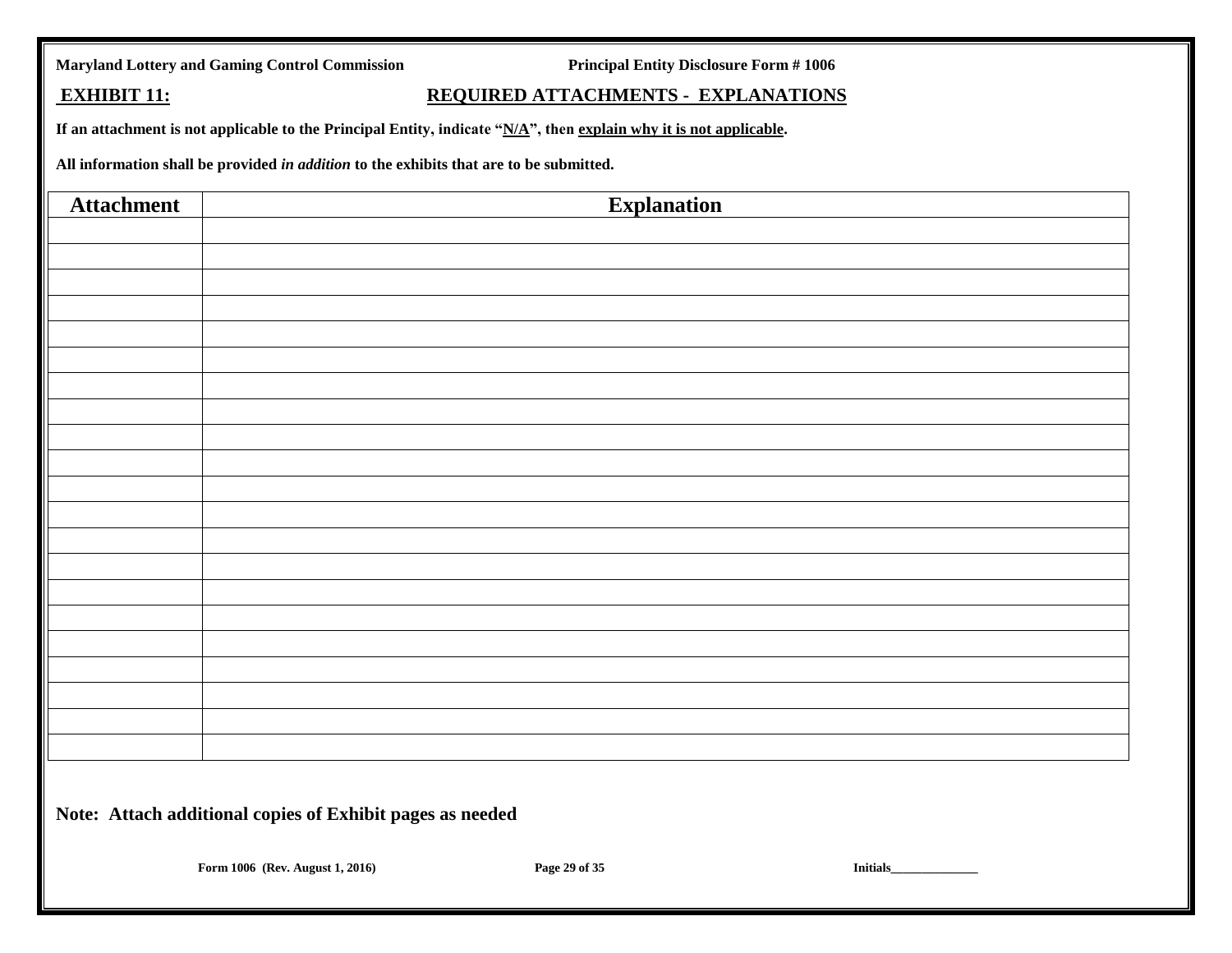**Maryland Lottery and Gaming Control Commission** **Principal Entity Disclosure Form # 1006**

## EXHIBIT 11: REQUIRED ATTACHMENTS - EXPLANATIONS

**If an attachment is not applicable to the Principal Entity, indicate "N/A", then explain why it is not applicable.**

**All information shall be provided *in addition* to the exhibits that are to be submitted.**

| Attachment | Explanation |
|---|---|
| | |
| | |
| | |
| | |
| | |
| | |
| | |
| | |
| | |
| | |
| | |
| | |
| | |
| | |
| | |
| | |
| | |
| | |
| | |
| | |
| | |

**Note: Attach additional copies of Exhibit pages as needed**

**Form 1006 (Rev. August 1, 2016)** **Initials______________**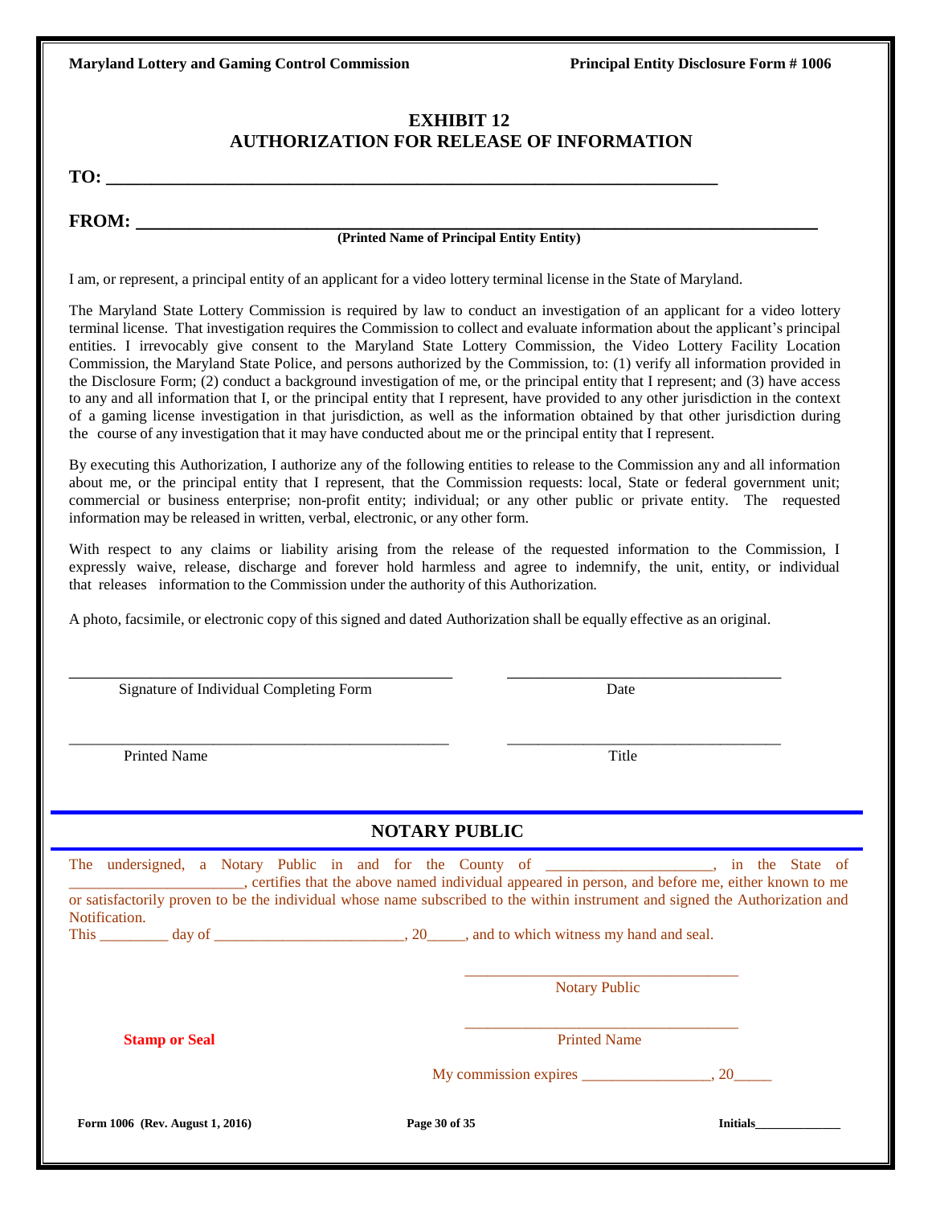# EXHIBIT 12
## AUTHORIZATION FOR RELEASE OF INFORMATION

**TO:** ______________________________________________________________________

**FROM:** ______________________________________________________________________
**(Printed Name of Principal Entity Entity)**

I am, or represent, a principal entity of an applicant for a video lottery terminal license in the State of Maryland.

The Maryland State Lottery Commission is required by law to conduct an investigation of an applicant for a video lottery terminal license. That investigation requires the Commission to collect and evaluate information about the applicant's principal entities. I irrevocably give consent to the Maryland State Lottery Commission, the Video Lottery Facility Location Commission, the Maryland State Police, and persons authorized by the Commission, to: (1) verify all information provided in the Disclosure Form; (2) conduct a background investigation of me, or the principal entity that I represent; and (3) have access to any and all information that I, or the principal entity that I represent, have provided to any other jurisdiction in the context of a gaming license investigation in that jurisdiction, as well as the information obtained by that other jurisdiction during the course of any investigation that it may have conducted about me or the principal entity that I represent.

By executing this Authorization, I authorize any of the following entities to release to the Commission any and all information about me, or the principal entity that I represent, that the Commission requests: local, State or federal government unit; commercial or business enterprise; non-profit entity; individual; or any other public or private entity. The requested information may be released in written, verbal, electronic, or any other form.

With respect to any claims or liability arising from the release of the requested information to the Commission, I expressly waive, release, discharge and forever hold harmless and agree to indemnify, the unit, entity, or individual that releases information to the Commission under the authority of this Authorization.

A photo, facsimile, or electronic copy of this signed and dated Authorization shall be equally effective as an original.

_______________________________________________ &nbsp;&nbsp;&nbsp;&nbsp; __________________________________
Signature of Individual Completing Form &nbsp;&nbsp;&nbsp;&nbsp; Date

_______________________________________________ &nbsp;&nbsp;&nbsp;&nbsp; __________________________________
Printed Name &nbsp;&nbsp;&nbsp;&nbsp; Title

## NOTARY PUBLIC

The undersigned, a Notary Public in and for the County of _____________________, in the State of ______________________, certifies that the above named individual appeared in person, and before me, either known to me or satisfactorily proven to be the individual whose name subscribed to the within instrument and signed the Authorization and Notification.

This _________ day of ________________________, 20_____, and to which witness my hand and seal.

__________________________________
Notary Public

**Stamp or Seal**

__________________________________
Printed Name

My commission expires ________________, 20_____

Initials______________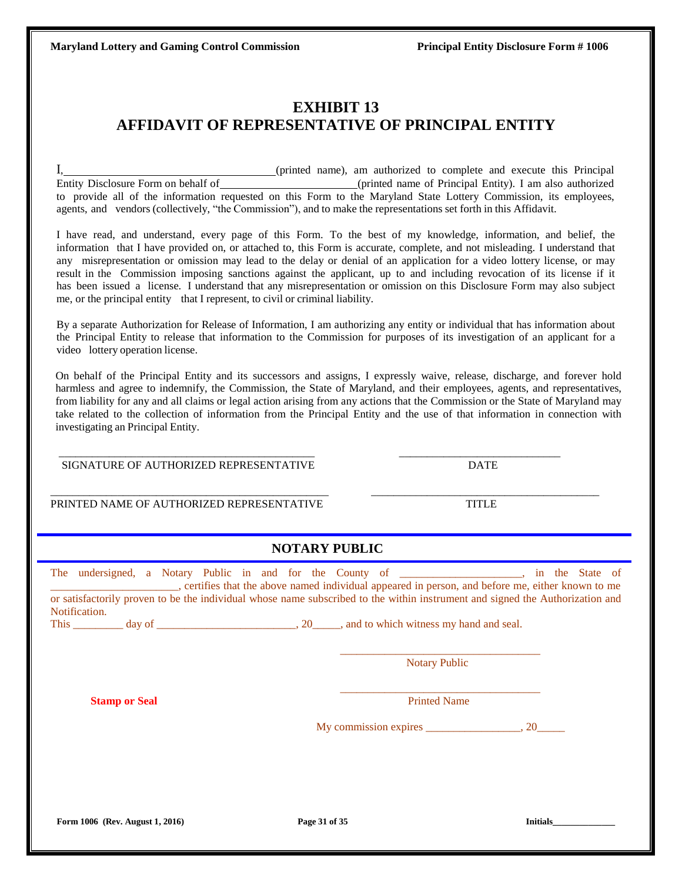# EXHIBIT 13
# AFFIDAVIT OF REPRESENTATIVE OF PRINCIPAL ENTITY

I,_____________________________________(printed name), am authorized to complete and execute this Principal Entity Disclosure Form on behalf of_________________________(printed name of Principal Entity). I am also authorized to provide all of the information requested on this Form to the Maryland State Lottery Commission, its employees, agents, and vendors (collectively, "the Commission"), and to make the representations set forth in this Affidavit.

I have read, and understand, every page of this Form. To the best of my knowledge, information, and belief, the information that I have provided on, or attached to, this Form is accurate, complete, and not misleading. I understand that any misrepresentation or omission may lead to the delay or denial of an application for a video lottery license, or may result in the Commission imposing sanctions against the applicant, up to and including revocation of its license if it has been issued a license. I understand that any misrepresentation or omission on this Disclosure Form may also subject me, or the principal entity that I represent, to civil or criminal liability.

By a separate Authorization for Release of Information, I am authorizing any entity or individual that has information about the Principal Entity to release that information to the Commission for purposes of its investigation of an applicant for a video lottery operation license.

On behalf of the Principal Entity and its successors and assigns, I expressly waive, release, discharge, and forever hold harmless and agree to indemnify, the Commission, the State of Maryland, and their employees, agents, and representatives, from liability for any and all claims or legal action arising from any actions that the Commission or the State of Maryland may take related to the collection of information from the Principal Entity and the use of that information in connection with investigating an Principal Entity.

_____________________________________________ ______________________________
SIGNATURE OF AUTHORIZED REPRESENTATIVE DATE

_____________________________________________ ______________________________
PRINTED NAME OF AUTHORIZED REPRESENTATIVE TITLE

## NOTARY PUBLIC

The undersigned, a Notary Public in and for the County of _____________________, in the State of ______________________, certifies that the above named individual appeared in person, and before me, either known to me or satisfactorily proven to be the individual whose name subscribed to the within instrument and signed the Authorization and Notification.

This _________ day of _________________________, 20_____, and to which witness my hand and seal.

___________________________________
Notary Public

**Stamp or Seal**

___________________________________
Printed Name

My commission expires _________________, 20_____

Form 1006 (Rev. August 1, 2016) Initials______________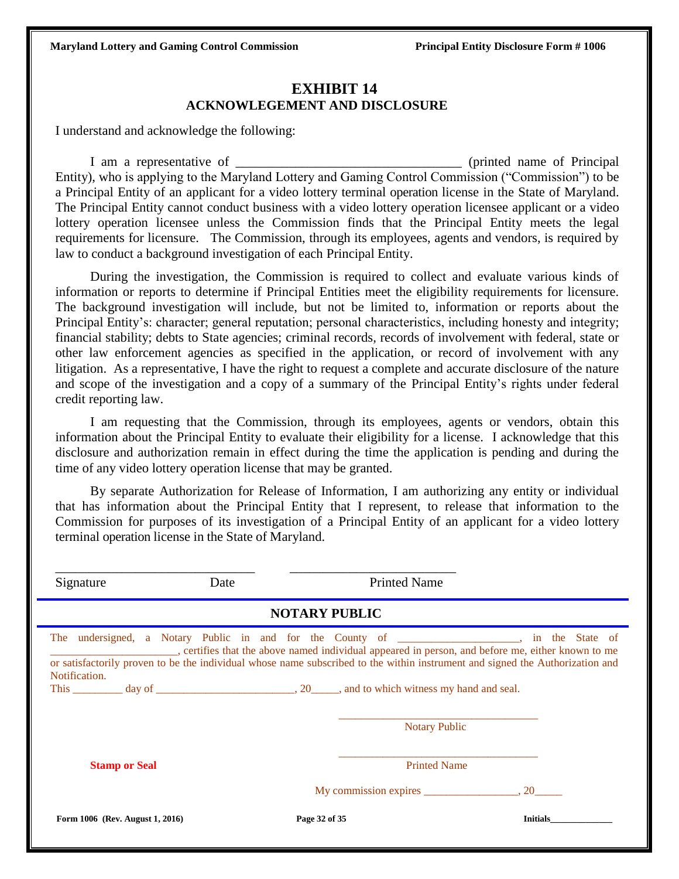# EXHIBIT 14

## ACKNOWLEGEMENT AND DISCLOSURE

I understand and acknowledge the following:

I am a representative of _________________________________ (printed name of Principal Entity), who is applying to the Maryland Lottery and Gaming Control Commission ("Commission") to be a Principal Entity of an applicant for a video lottery terminal operation license in the State of Maryland. The Principal Entity cannot conduct business with a video lottery operation licensee applicant or a video lottery operation licensee unless the Commission finds that the Principal Entity meets the legal requirements for licensure. The Commission, through its employees, agents and vendors, is required by law to conduct a background investigation of each Principal Entity.

During the investigation, the Commission is required to collect and evaluate various kinds of information or reports to determine if Principal Entities meet the eligibility requirements for licensure. The background investigation will include, but not be limited to, information or reports about the Principal Entity's: character; general reputation; personal characteristics, including honesty and integrity; financial stability; debts to State agencies; criminal records, records of involvement with federal, state or other law enforcement agencies as specified in the application, or record of involvement with any litigation. As a representative, I have the right to request a complete and accurate disclosure of the nature and scope of the investigation and a copy of a summary of the Principal Entity's rights under federal credit reporting law.

I am requesting that the Commission, through its employees, agents or vendors, obtain this information about the Principal Entity to evaluate their eligibility for a license. I acknowledge that this disclosure and authorization remain in effect during the time the application is pending and during the time of any video lottery operation license that may be granted.

By separate Authorization for Release of Information, I am authorizing any entity or individual that has information about the Principal Entity that I represent, to release that information to the Commission for purposes of its investigation of a Principal Entity of an applicant for a video lottery terminal operation license in the State of Maryland.

______________________________ &nbsp;&nbsp;&nbsp;&nbsp; _________________________

Signature &nbsp;&nbsp;&nbsp;&nbsp;&nbsp;&nbsp;&nbsp;&nbsp;&nbsp;&nbsp; Date &nbsp;&nbsp;&nbsp;&nbsp;&nbsp;&nbsp;&nbsp;&nbsp;&nbsp;&nbsp; Printed Name

## NOTARY PUBLIC

The undersigned, a Notary Public in and for the County of _____________________, in the State of ______________________, certifies that the above named individual appeared in person, and before me, either known to me or satisfactorily proven to be the individual whose name subscribed to the within instrument and signed the Authorization and Notification.

This _________ day of _________________________, 20_____, and to which witness my hand and seal.

___________________________________

Notary Public

**Stamp or Seal**

___________________________________

Printed Name

My commission expires _________________, 20_____

Form 1006 (Rev. August 1, 2016)

Initials_____________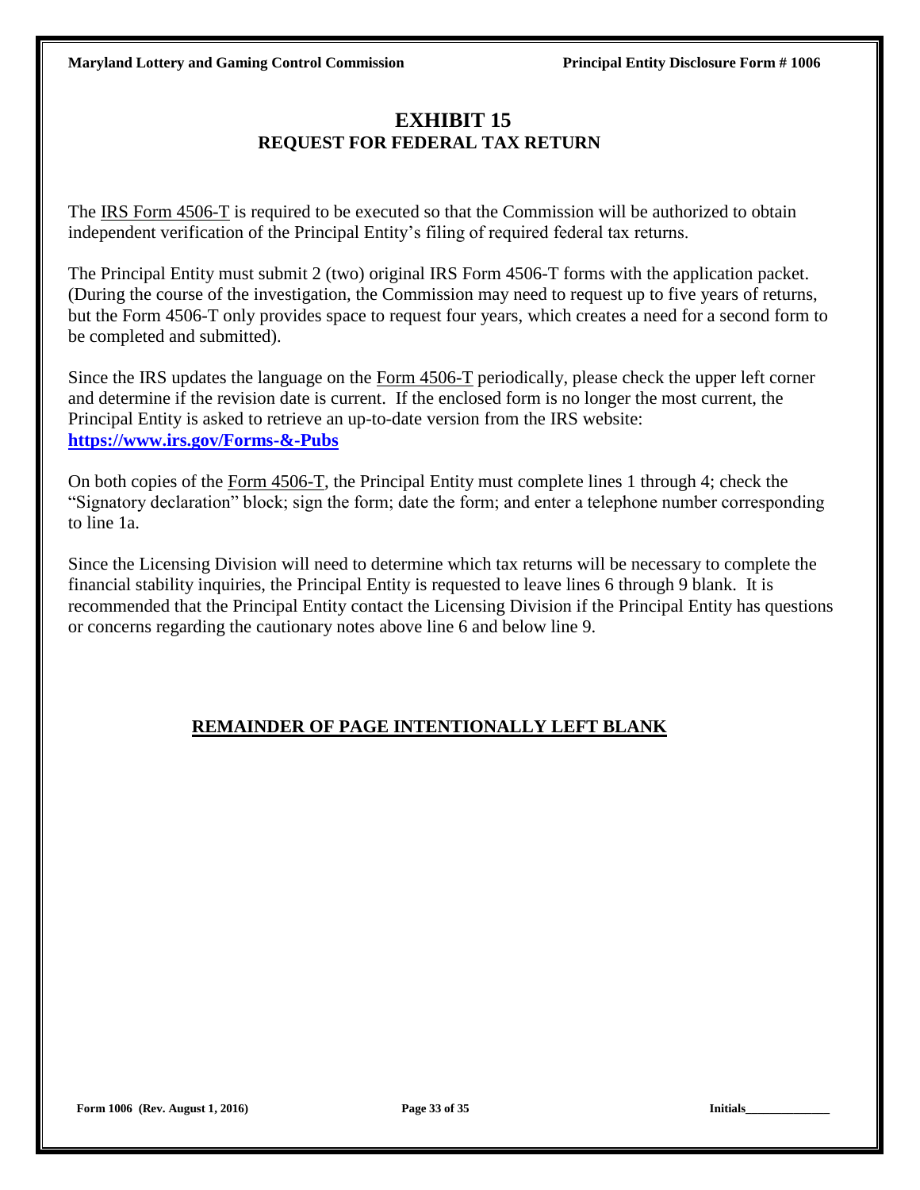# EXHIBIT 15

## REQUEST FOR FEDERAL TAX RETURN

The IRS Form 4506-T is required to be executed so that the Commission will be authorized to obtain independent verification of the Principal Entity's filing of required federal tax returns.

The Principal Entity must submit 2 (two) original IRS Form 4506-T forms with the application packet. (During the course of the investigation, the Commission may need to request up to five years of returns, but the Form 4506-T only provides space to request four years, which creates a need for a second form to be completed and submitted).

Since the IRS updates the language on the Form 4506-T periodically, please check the upper left corner and determine if the revision date is current. If the enclosed form is no longer the most current, the Principal Entity is asked to retrieve an up-to-date version from the IRS website: **https://www.irs.gov/Forms-&-Pubs**

On both copies of the Form 4506-T, the Principal Entity must complete lines 1 through 4; check the "Signatory declaration" block; sign the form; date the form; and enter a telephone number corresponding to line 1a.

Since the Licensing Division will need to determine which tax returns will be necessary to complete the financial stability inquiries, the Principal Entity is requested to leave lines 6 through 9 blank. It is recommended that the Principal Entity contact the Licensing Division if the Principal Entity has questions or concerns regarding the cautionary notes above line 6 and below line 9.

**REMAINDER OF PAGE INTENTIONALLY LEFT BLANK**

Initials_____________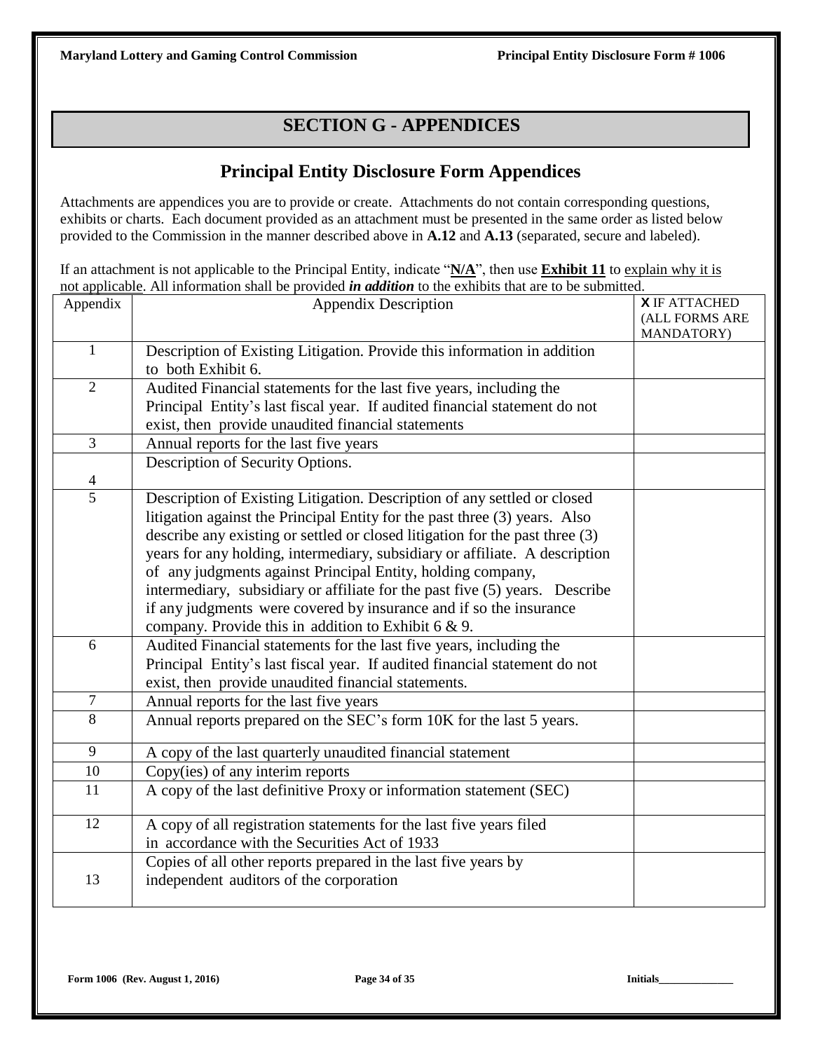## SECTION G - APPENDICES

## Principal Entity Disclosure Form Appendices

Attachments are appendices you are to provide or create. Attachments do not contain corresponding questions, exhibits or charts. Each document provided as an attachment must be presented in the same order as listed below provided to the Commission in the manner described above in **A.12** and **A.13** (separated, secure and labeled).

If an attachment is not applicable to the Principal Entity, indicate "**N/A**", then use **Exhibit 11** to explain why it is not applicable. All information shall be provided ***in addition*** to the exhibits that are to be submitted.

| Appendix | Appendix Description | X IF ATTACHED (ALL FORMS ARE MANDATORY) |
|---|---|---|
| 1 | Description of Existing Litigation. Provide this information in addition to both Exhibit 6. | |
| 2 | Audited Financial statements for the last five years, including the Principal Entity's last fiscal year. If audited financial statement do not exist, then provide unaudited financial statements | |
| 3 | Annual reports for the last five years | |
| 4 | Description of Security Options. | |
| 5 | Description of Existing Litigation. Description of any settled or closed litigation against the Principal Entity for the past three (3) years. Also describe any existing or settled or closed litigation for the past three (3) years for any holding, intermediary, subsidiary or affiliate. A description of any judgments against Principal Entity, holding company, intermediary, subsidiary or affiliate for the past five (5) years. Describe if any judgments were covered by insurance and if so the insurance company. Provide this in addition to Exhibit 6 & 9. | |
| 6 | Audited Financial statements for the last five years, including the Principal Entity's last fiscal year. If audited financial statement do not exist, then provide unaudited financial statements. | |
| 7 | Annual reports for the last five years | |
| 8 | Annual reports prepared on the SEC's form 10K for the last 5 years. | |
| 9 | A copy of the last quarterly unaudited financial statement | |
| 10 | Copy(ies) of any interim reports | |
| 11 | A copy of the last definitive Proxy or information statement (SEC) | |
| 12 | A copy of all registration statements for the last five years filed in accordance with the Securities Act of 1933 | |
| 13 | Copies of all other reports prepared in the last five years by independent auditors of the corporation | |

Initials______________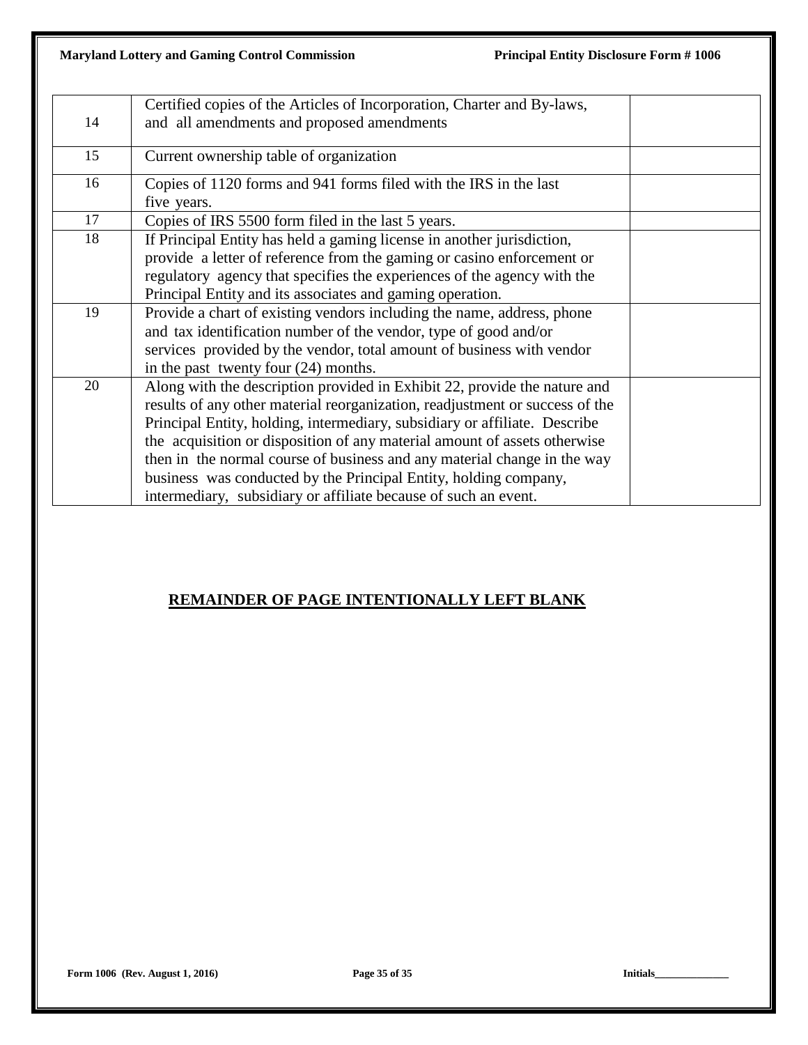| | | |
|---|---|---|
| 14 | Certified copies of the Articles of Incorporation, Charter and By-laws, and all amendments and proposed amendments | |
| 15 | Current ownership table of organization | |
| 16 | Copies of 1120 forms and 941 forms filed with the IRS in the last five years. | |
| 17 | Copies of IRS 5500 form filed in the last 5 years. | |
| 18 | If Principal Entity has held a gaming license in another jurisdiction, provide a letter of reference from the gaming or casino enforcement or regulatory agency that specifies the experiences of the agency with the Principal Entity and its associates and gaming operation. | |
| 19 | Provide a chart of existing vendors including the name, address, phone and tax identification number of the vendor, type of good and/or services provided by the vendor, total amount of business with vendor in the past twenty four (24) months. | |
| 20 | Along with the description provided in Exhibit 22, provide the nature and results of any other material reorganization, readjustment or success of the Principal Entity, holding, intermediary, subsidiary or affiliate. Describe the acquisition or disposition of any material amount of assets otherwise then in the normal course of business and any material change in the way business was conducted by the Principal Entity, holding company, intermediary, subsidiary or affiliate because of such an event. | |

**REMAINDER OF PAGE INTENTIONALLY LEFT BLANK**

Initials_____________